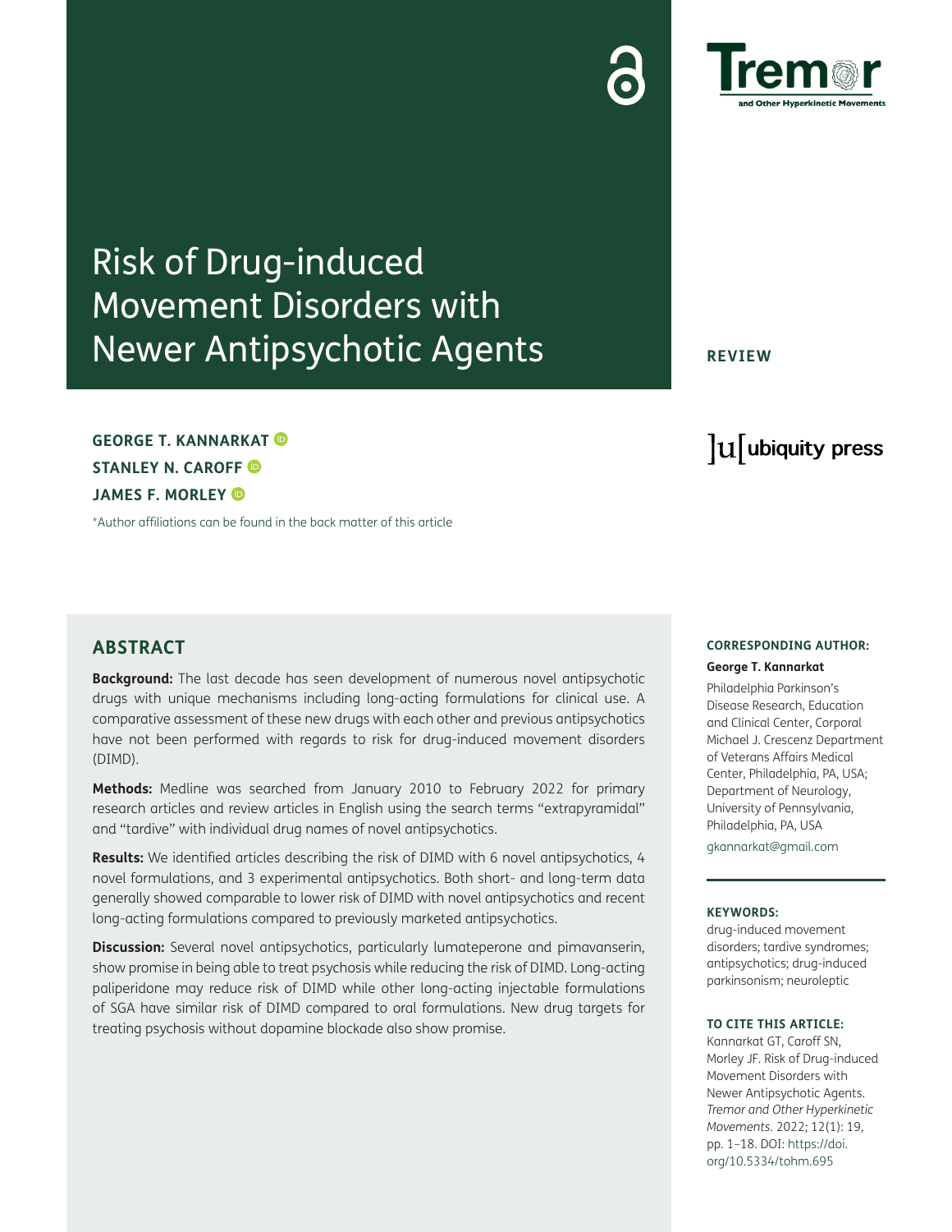# Risk of Drug-induced Movement Disorders with Newer Antipsychotic Agents

REVIEW

**GEORGE T. KANNARKAT**
**STANLEY N. CAROFF**
**JAMES F. MORLEY**

*Author affiliations can be found in the back matter of this article

## ABSTRACT

**Background:** The last decade has seen development of numerous novel antipsychotic drugs with unique mechanisms including long-acting formulations for clinical use. A comparative assessment of these new drugs with each other and previous antipsychotics have not been performed with regards to risk for drug-induced movement disorders (DIMD).

**Methods:** Medline was searched from January 2010 to February 2022 for primary research articles and review articles in English using the search terms "extrapyramidal" and "tardive" with individual drug names of novel antipsychotics.

**Results:** We identified articles describing the risk of DIMD with 6 novel antipsychotics, 4 novel formulations, and 3 experimental antipsychotics. Both short- and long-term data generally showed comparable to lower risk of DIMD with novel antipsychotics and recent long-acting formulations compared to previously marketed antipsychotics.

**Discussion:** Several novel antipsychotics, particularly lumateperone and pimavanserin, show promise in being able to treat psychosis while reducing the risk of DIMD. Long-acting paliperidone may reduce risk of DIMD while other long-acting injectable formulations of SGA have similar risk of DIMD compared to oral formulations. New drug targets for treating psychosis without dopamine blockade also show promise.

**CORRESPONDING AUTHOR:**

**George T. Kannarkat**

Philadelphia Parkinson's Disease Research, Education and Clinical Center, Corporal Michael J. Crescenz Department of Veterans Affairs Medical Center, Philadelphia, PA, USA; Department of Neurology, University of Pennsylvania, Philadelphia, PA, USA

gkannarkat@gmail.com

**KEYWORDS:**

drug-induced movement disorders; tardive syndromes; antipsychotics; drug-induced parkinsonism; neuroleptic

**TO CITE THIS ARTICLE:**

Kannarkat GT, Caroff SN, Morley JF. Risk of Drug-induced Movement Disorders with Newer Antipsychotic Agents. *Tremor and Other Hyperkinetic Movements.* 2022; 12(1): 19, pp. 1–18. DOI: https://doi.org/10.5334/tohm.695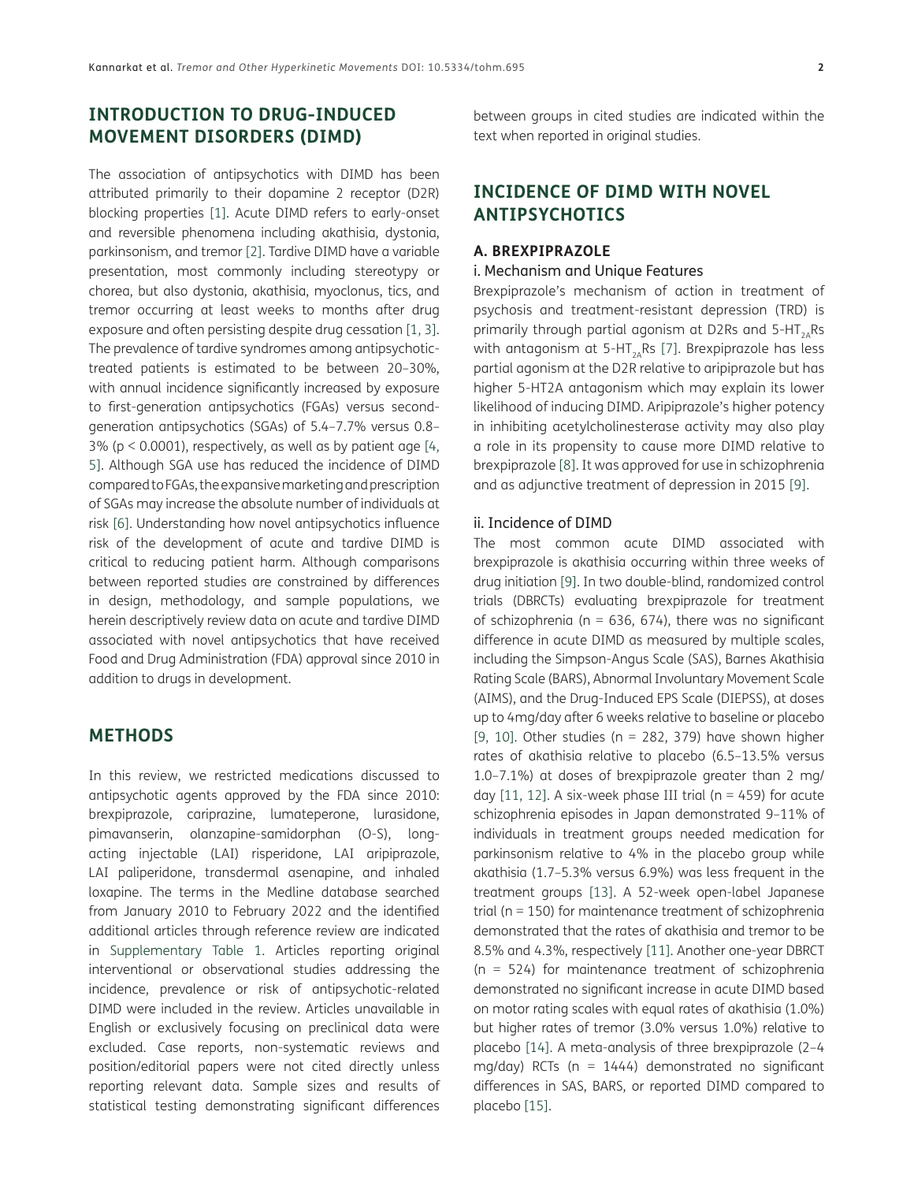## INTRODUCTION TO DRUG-INDUCED MOVEMENT DISORDERS (DIMD)

The association of antipsychotics with DIMD has been attributed primarily to their dopamine 2 receptor (D2R) blocking properties [1]. Acute DIMD refers to early-onset and reversible phenomena including akathisia, dystonia, parkinsonism, and tremor [2]. Tardive DIMD have a variable presentation, most commonly including stereotypy or chorea, but also dystonia, akathisia, myoclonus, tics, and tremor occurring at least weeks to months after drug exposure and often persisting despite drug cessation [1, 3]. The prevalence of tardive syndromes among antipsychotic-treated patients is estimated to be between 20–30%, with annual incidence significantly increased by exposure to first-generation antipsychotics (FGAs) versus second-generation antipsychotics (SGAs) of 5.4–7.7% versus 0.8–3% ($p < 0.0001$), respectively, as well as by patient age [4, 5]. Although SGA use has reduced the incidence of DIMD compared to FGAs, the expansive marketing and prescription of SGAs may increase the absolute number of individuals at risk [6]. Understanding how novel antipsychotics influence risk of the development of acute and tardive DIMD is critical to reducing patient harm. Although comparisons between reported studies are constrained by differences in design, methodology, and sample populations, we herein descriptively review data on acute and tardive DIMD associated with novel antipsychotics that have received Food and Drug Administration (FDA) approval since 2010 in addition to drugs in development.

## METHODS

In this review, we restricted medications discussed to antipsychotic agents approved by the FDA since 2010: brexpiprazole, cariprazine, lumateperone, lurasidone, pimavanserin, olanzapine-samidorphan (O-S), long-acting injectable (LAI) risperidone, LAI aripiprazole, LAI paliperidone, transdermal asenapine, and inhaled loxapine. The terms in the Medline database searched from January 2010 to February 2022 and the identified additional articles through reference review are indicated in Supplementary Table 1. Articles reporting original interventional or observational studies addressing the incidence, prevalence or risk of antipsychotic-related DIMD were included in the review. Articles unavailable in English or exclusively focusing on preclinical data were excluded. Case reports, non-systematic reviews and position/editorial papers were not cited directly unless reporting relevant data. Sample sizes and results of statistical testing demonstrating significant differences between groups in cited studies are indicated within the text when reported in original studies.

## INCIDENCE OF DIMD WITH NOVEL ANTIPSYCHOTICS

### A. BREXPIPRAZOLE

#### i. Mechanism and Unique Features

Brexpiprazole's mechanism of action in treatment of psychosis and treatment-resistant depression (TRD) is primarily through partial agonism at D2Rs and $5\text{-HT}_{2A}$Rs with antagonism at $5\text{-HT}_{2A}$Rs [7]. Brexpiprazole has less partial agonism at the D2R relative to aripiprazole but has higher 5-HT2A antagonism which may explain its lower likelihood of inducing DIMD. Aripiprazole's higher potency in inhibiting acetylcholinesterase activity may also play a role in its propensity to cause more DIMD relative to brexpiprazole [8]. It was approved for use in schizophrenia and as adjunctive treatment of depression in 2015 [9].

#### ii. Incidence of DIMD

The most common acute DIMD associated with brexpiprazole is akathisia occurring within three weeks of drug initiation [9]. In two double-blind, randomized control trials (DBRCTs) evaluating brexpiprazole for treatment of schizophrenia (n = 636, 674), there was no significant difference in acute DIMD as measured by multiple scales, including the Simpson-Angus Scale (SAS), Barnes Akathisia Rating Scale (BARS), Abnormal Involuntary Movement Scale (AIMS), and the Drug-Induced EPS Scale (DIEPSS), at doses up to 4mg/day after 6 weeks relative to baseline or placebo [9, 10]. Other studies (n = 282, 379) have shown higher rates of akathisia relative to placebo (6.5–13.5% versus 1.0–7.1%) at doses of brexpiprazole greater than 2 mg/day [11, 12]. A six-week phase III trial (n = 459) for acute schizophrenia episodes in Japan demonstrated 9–11% of individuals in treatment groups needed medication for parkinsonism relative to 4% in the placebo group while akathisia (1.7–5.3% versus 6.9%) was less frequent in the treatment groups [13]. A 52-week open-label Japanese trial (n = 150) for maintenance treatment of schizophrenia demonstrated that the rates of akathisia and tremor to be 8.5% and 4.3%, respectively [11]. Another one-year DBRCT (n = 524) for maintenance treatment of schizophrenia demonstrated no significant increase in acute DIMD based on motor rating scales with equal rates of akathisia (1.0%) but higher rates of tremor (3.0% versus 1.0%) relative to placebo [14]. A meta-analysis of three brexpiprazole (2–4 mg/day) RCTs (n = 1444) demonstrated no significant differences in SAS, BARS, or reported DIMD compared to placebo [15].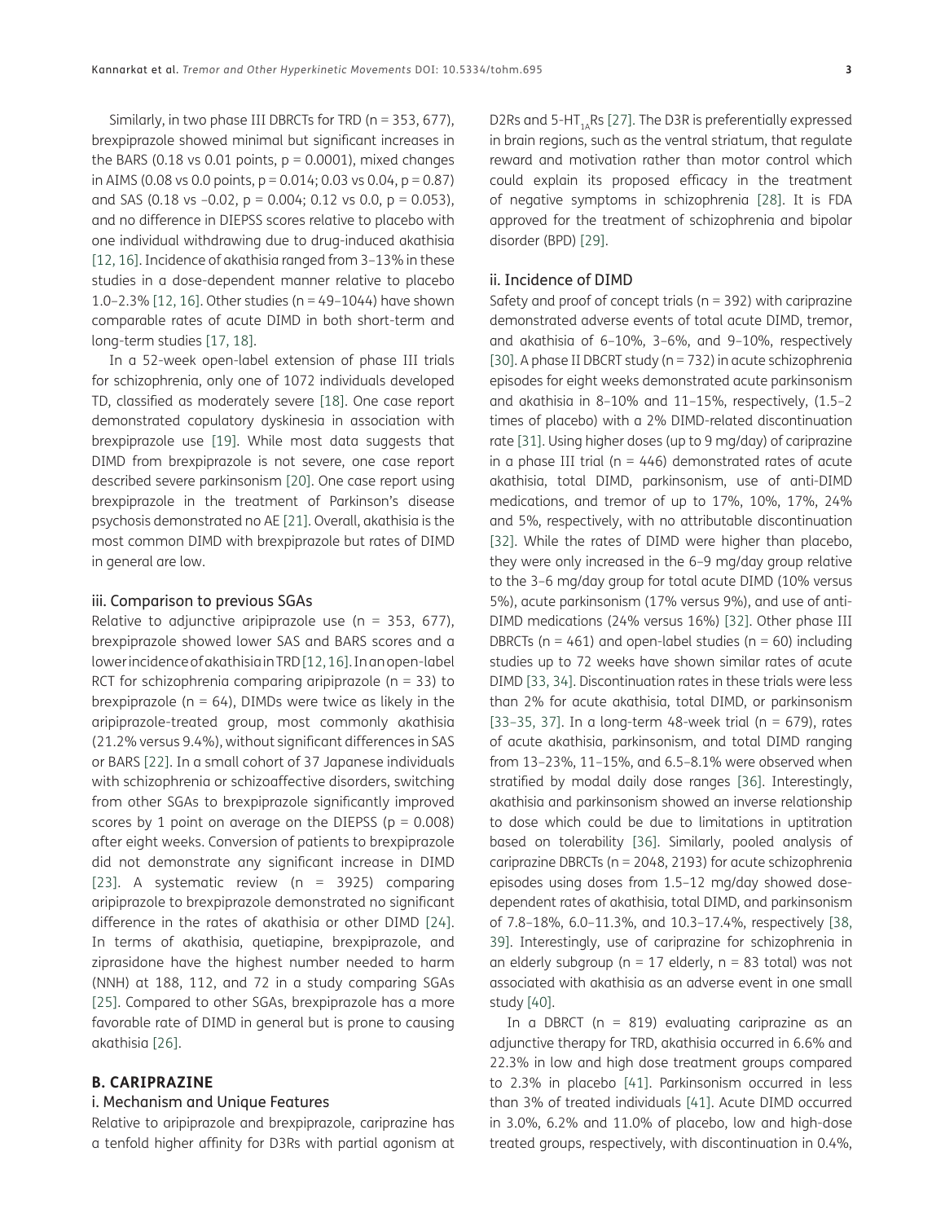Similarly, in two phase III DBRCTs for TRD (n = 353, 677), brexpiprazole showed minimal but significant increases in the BARS (0.18 vs 0.01 points, p = 0.0001), mixed changes in AIMS (0.08 vs 0.0 points, p = 0.014; 0.03 vs 0.04, p = 0.87) and SAS (0.18 vs –0.02, p = 0.004; 0.12 vs 0.0, p = 0.053), and no difference in DIEPSS scores relative to placebo with one individual withdrawing due to drug-induced akathisia [12, 16]. Incidence of akathisia ranged from 3–13% in these studies in a dose-dependent manner relative to placebo 1.0–2.3% [12, 16]. Other studies (n = 49–1044) have shown comparable rates of acute DIMD in both short-term and long-term studies [17, 18].

In a 52-week open-label extension of phase III trials for schizophrenia, only one of 1072 individuals developed TD, classified as moderately severe [18]. One case report demonstrated copulatory dyskinesia in association with brexpiprazole use [19]. While most data suggests that DIMD from brexpiprazole is not severe, one case report described severe parkinsonism [20]. One case report using brexpiprazole in the treatment of Parkinson's disease psychosis demonstrated no AE [21]. Overall, akathisia is the most common DIMD with brexpiprazole but rates of DIMD in general are low.

### iii. Comparison to previous SGAs

Relative to adjunctive aripiprazole use (n = 353, 677), brexpiprazole showed lower SAS and BARS scores and a lower incidence of akathisia in TRD [12, 16]. In an open-label RCT for schizophrenia comparing aripiprazole (n = 33) to brexpiprazole (n = 64), DIMDs were twice as likely in the aripiprazole-treated group, most commonly akathisia (21.2% versus 9.4%), without significant differences in SAS or BARS [22]. In a small cohort of 37 Japanese individuals with schizophrenia or schizoaffective disorders, switching from other SGAs to brexpiprazole significantly improved scores by 1 point on average on the DIEPSS (p = 0.008) after eight weeks. Conversion of patients to brexpiprazole did not demonstrate any significant increase in DIMD [23]. A systematic review (n = 3925) comparing aripiprazole to brexpiprazole demonstrated no significant difference in the rates of akathisia or other DIMD [24]. In terms of akathisia, quetiapine, brexpiprazole, and ziprasidone have the highest number needed to harm (NNH) at 188, 112, and 72 in a study comparing SGAs [25]. Compared to other SGAs, brexpiprazole has a more favorable rate of DIMD in general but is prone to causing akathisia [26].

## B. CARIPRAZINE

### i. Mechanism and Unique Features

Relative to aripiprazole and brexpiprazole, cariprazine has a tenfold higher affinity for D3Rs with partial agonism at D2Rs and $5\text{-HT}_{1A}$Rs [27]. The D3R is preferentially expressed in brain regions, such as the ventral striatum, that regulate reward and motivation rather than motor control which could explain its proposed efficacy in the treatment of negative symptoms in schizophrenia [28]. It is FDA approved for the treatment of schizophrenia and bipolar disorder (BPD) [29].

### ii. Incidence of DIMD

Safety and proof of concept trials (n = 392) with cariprazine demonstrated adverse events of total acute DIMD, tremor, and akathisia of 6–10%, 3–6%, and 9–10%, respectively [30]. A phase II DBCRT study (n = 732) in acute schizophrenia episodes for eight weeks demonstrated acute parkinsonism and akathisia in 8–10% and 11–15%, respectively, (1.5–2 times of placebo) with a 2% DIMD-related discontinuation rate [31]. Using higher doses (up to 9 mg/day) of cariprazine in a phase III trial (n = 446) demonstrated rates of acute akathisia, total DIMD, parkinsonism, use of anti-DIMD medications, and tremor of up to 17%, 10%, 17%, 24% and 5%, respectively, with no attributable discontinuation [32]. While the rates of DIMD were higher than placebo, they were only increased in the 6–9 mg/day group relative to the 3–6 mg/day group for total acute DIMD (10% versus 5%), acute parkinsonism (17% versus 9%), and use of anti-DIMD medications (24% versus 16%) [32]. Other phase III DBRCTs (n = 461) and open-label studies (n = 60) including studies up to 72 weeks have shown similar rates of acute DIMD [33, 34]. Discontinuation rates in these trials were less than 2% for acute akathisia, total DIMD, or parkinsonism [33–35, 37]. In a long-term 48-week trial (n = 679), rates of acute akathisia, parkinsonism, and total DIMD ranging from 13–23%, 11–15%, and 6.5–8.1% were observed when stratified by modal daily dose ranges [36]. Interestingly, akathisia and parkinsonism showed an inverse relationship to dose which could be due to limitations in uptitration based on tolerability [36]. Similarly, pooled analysis of cariprazine DBRCTs (n = 2048, 2193) for acute schizophrenia episodes using doses from 1.5–12 mg/day showed dose-dependent rates of akathisia, total DIMD, and parkinsonism of 7.8–18%, 6.0–11.3%, and 10.3–17.4%, respectively [38, 39]. Interestingly, use of cariprazine for schizophrenia in an elderly subgroup (n = 17 elderly, n = 83 total) was not associated with akathisia as an adverse event in one small study [40].

In a DBRCT (n = 819) evaluating cariprazine as an adjunctive therapy for TRD, akathisia occurred in 6.6% and 22.3% in low and high dose treatment groups compared to 2.3% in placebo [41]. Parkinsonism occurred in less than 3% of treated individuals [41]. Acute DIMD occurred in 3.0%, 6.2% and 11.0% of placebo, low and high-dose treated groups, respectively, with discontinuation in 0.4%,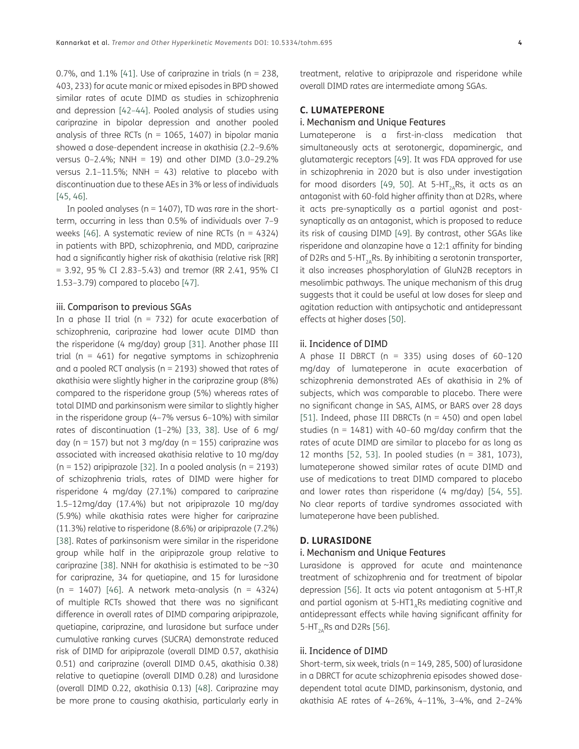0.7%, and 1.1% [41]. Use of cariprazine in trials (n = 238, 403, 233) for acute manic or mixed episodes in BPD showed similar rates of acute DIMD as studies in schizophrenia and depression [42–44]. Pooled analysis of studies using cariprazine in bipolar depression and another pooled analysis of three RCTs (n = 1065, 1407) in bipolar mania showed a dose-dependent increase in akathisia (2.2–9.6% versus 0–2.4%; NNH = 19) and other DIMD (3.0–29.2% versus 2.1–11.5%; NNH = 43) relative to placebo with discontinuation due to these AEs in 3% or less of individuals [45, 46].

In pooled analyses (n = 1407), TD was rare in the short-term, occurring in less than 0.5% of individuals over 7–9 weeks [46]. A systematic review of nine RCTs (n = 4324) in patients with BPD, schizophrenia, and MDD, cariprazine had a significantly higher risk of akathisia (relative risk [RR] = 3.92, 95 % CI 2.83–5.43) and tremor (RR 2.41, 95% CI 1.53–3.79) compared to placebo [47].

### iii. Comparison to previous SGAs

In a phase II trial (n = 732) for acute exacerbation of schizophrenia, cariprazine had lower acute DIMD than the risperidone (4 mg/day) group [31]. Another phase III trial (n = 461) for negative symptoms in schizophrenia and a pooled RCT analysis (n = 2193) showed that rates of akathisia were slightly higher in the cariprazine group (8%) compared to the risperidone group (5%) whereas rates of total DIMD and parkinsonism were similar to slightly higher in the risperidone group (4–7% versus 6–10%) with similar rates of discontinuation (1–2%) [33, 38]. Use of 6 mg/day (n = 157) but not 3 mg/day (n = 155) cariprazine was associated with increased akathisia relative to 10 mg/day (n = 152) aripiprazole [32]. In a pooled analysis (n = 2193) of schizophrenia trials, rates of DIMD were higher for risperidone 4 mg/day (27.1%) compared to cariprazine 1.5–12mg/day (17.4%) but not aripiprazole 10 mg/day (5.9%) while akathisia rates were higher for cariprazine (11.3%) relative to risperidone (8.6%) or aripiprazole (7.2%) [38]. Rates of parkinsonism were similar in the risperidone group while half in the aripiprazole group relative to cariprazine [38]. NNH for akathisia is estimated to be ~30 for cariprazine, 34 for quetiapine, and 15 for lurasidone (n = 1407) [46]. A network meta-analysis (n = 4324) of multiple RCTs showed that there was no significant difference in overall rates of DIMD comparing aripiprazole, quetiapine, cariprazine, and lurasidone but surface under cumulative ranking curves (SUCRA) demonstrate reduced risk of DIMD for aripiprazole (overall DIMD 0.57, akathisia 0.51) and cariprazine (overall DIMD 0.45, akathisia 0.38) relative to quetiapine (overall DIMD 0.28) and lurasidone (overall DIMD 0.22, akathisia 0.13) [48]. Cariprazine may be more prone to causing akathisia, particularly early in treatment, relative to aripiprazole and risperidone while overall DIMD rates are intermediate among SGAs.

## C. LUMATEPERONE

### i. Mechanism and Unique Features

Lumateperone is a first-in-class medication that simultaneously acts at serotonergic, dopaminergic, and glutamatergic receptors [49]. It was FDA approved for use in schizophrenia in 2020 but is also under investigation for mood disorders [49, 50]. At $5\text{-HT}_{2A}$Rs, it acts as an antagonist with 60-fold higher affinity than at D2Rs, where it acts pre-synaptically as a partial agonist and post-synaptically as an antagonist, which is proposed to reduce its risk of causing DIMD [49]. By contrast, other SGAs like risperidone and olanzapine have a 12:1 affinity for binding of D2Rs and $5\text{-HT}_{2A}$Rs. By inhibiting a serotonin transporter, it also increases phosphorylation of GluN2B receptors in mesolimbic pathways. The unique mechanism of this drug suggests that it could be useful at low doses for sleep and agitation reduction with antipsychotic and antidepressant effects at higher doses [50].

### ii. Incidence of DIMD

A phase II DBRCT (n = 335) using doses of 60–120 mg/day of lumateperone in acute exacerbation of schizophrenia demonstrated AEs of akathisia in 2% of subjects, which was comparable to placebo. There were no significant change in SAS, AIMS, or BARS over 28 days [51]. Indeed, phase III DBRCTs (n = 450) and open label studies (n = 1481) with 40–60 mg/day confirm that the rates of acute DIMD are similar to placebo for as long as 12 months [52, 53]. In pooled studies (n = 381, 1073), lumateperone showed similar rates of acute DIMD and use of medications to treat DIMD compared to placebo and lower rates than risperidone (4 mg/day) [54, 55]. No clear reports of tardive syndromes associated with lumateperone have been published.

## D. LURASIDONE

### i. Mechanism and Unique Features

Lurasidone is approved for acute and maintenance treatment of schizophrenia and for treatment of bipolar depression [56]. It acts via potent antagonism at $5\text{-HT}_7$R and partial agonism at $5\text{-HT1}_A$Rs mediating cognitive and antidepressant effects while having significant affinity for $5\text{-HT}_{2A}$Rs and D2Rs [56].

### ii. Incidence of DIMD

Short-term, six week, trials (n = 149, 285, 500) of lurasidone in a DBRCT for acute schizophrenia episodes showed dose-dependent total acute DIMD, parkinsonism, dystonia, and akathisia AE rates of 4–26%, 4–11%, 3–4%, and 2–24%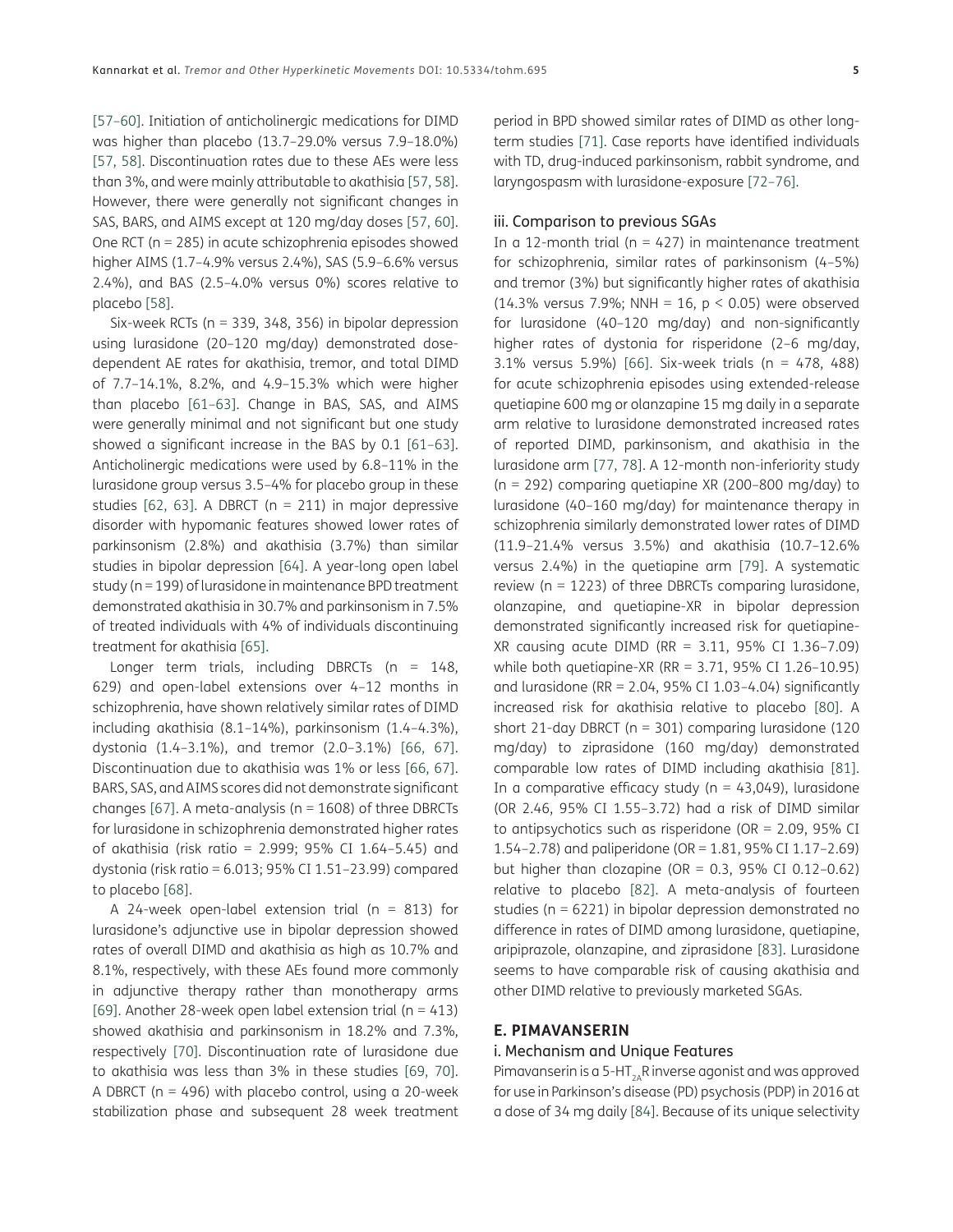[57–60]. Initiation of anticholinergic medications for DIMD was higher than placebo (13.7–29.0% versus 7.9–18.0%) [57, 58]. Discontinuation rates due to these AEs were less than 3%, and were mainly attributable to akathisia [57, 58]. However, there were generally not significant changes in SAS, BARS, and AIMS except at 120 mg/day doses [57, 60]. One RCT (n = 285) in acute schizophrenia episodes showed higher AIMS (1.7–4.9% versus 2.4%), SAS (5.9–6.6% versus 2.4%), and BAS (2.5–4.0% versus 0%) scores relative to placebo [58].

Six-week RCTs (n = 339, 348, 356) in bipolar depression using lurasidone (20–120 mg/day) demonstrated dose-dependent AE rates for akathisia, tremor, and total DIMD of 7.7–14.1%, 8.2%, and 4.9–15.3% which were higher than placebo [61–63]. Change in BAS, SAS, and AIMS were generally minimal and not significant but one study showed a significant increase in the BAS by 0.1 [61–63]. Anticholinergic medications were used by 6.8–11% in the lurasidone group versus 3.5–4% for placebo group in these studies [62, 63]. A DBRCT (n = 211) in major depressive disorder with hypomanic features showed lower rates of parkinsonism (2.8%) and akathisia (3.7%) than similar studies in bipolar depression [64]. A year-long open label study (n = 199) of lurasidone in maintenance BPD treatment demonstrated akathisia in 30.7% and parkinsonism in 7.5% of treated individuals with 4% of individuals discontinuing treatment for akathisia [65].

Longer term trials, including DBRCTs (n = 148, 629) and open-label extensions over 4–12 months in schizophrenia, have shown relatively similar rates of DIMD including akathisia (8.1–14%), parkinsonism (1.4–4.3%), dystonia (1.4–3.1%), and tremor (2.0–3.1%) [66, 67]. Discontinuation due to akathisia was 1% or less [66, 67]. BARS, SAS, and AIMS scores did not demonstrate significant changes [67]. A meta-analysis (n = 1608) of three DBRCTs for lurasidone in schizophrenia demonstrated higher rates of akathisia (risk ratio = 2.999; 95% CI 1.64–5.45) and dystonia (risk ratio = 6.013; 95% CI 1.51–23.99) compared to placebo [68].

A 24-week open-label extension trial (n = 813) for lurasidone's adjunctive use in bipolar depression showed rates of overall DIMD and akathisia as high as 10.7% and 8.1%, respectively, with these AEs found more commonly in adjunctive therapy rather than monotherapy arms [69]. Another 28-week open label extension trial (n = 413) showed akathisia and parkinsonism in 18.2% and 7.3%, respectively [70]. Discontinuation rate of lurasidone due to akathisia was less than 3% in these studies [69, 70]. A DBRCT (n = 496) with placebo control, using a 20-week stabilization phase and subsequent 28 week treatment period in BPD showed similar rates of DIMD as other long-term studies [71]. Case reports have identified individuals with TD, drug-induced parkinsonism, rabbit syndrome, and laryngospasm with lurasidone-exposure [72–76].

### iii. Comparison to previous SGAs

In a 12-month trial (n = 427) in maintenance treatment for schizophrenia, similar rates of parkinsonism (4–5%) and tremor (3%) but significantly higher rates of akathisia (14.3% versus 7.9%; NNH = 16, $p < 0.05$) were observed for lurasidone (40–120 mg/day) and non-significantly higher rates of dystonia for risperidone (2–6 mg/day, 3.1% versus 5.9%) [66]. Six-week trials (n = 478, 488) for acute schizophrenia episodes using extended-release quetiapine 600 mg or olanzapine 15 mg daily in a separate arm relative to lurasidone demonstrated increased rates of reported DIMD, parkinsonism, and akathisia in the lurasidone arm [77, 78]. A 12-month non-inferiority study (n = 292) comparing quetiapine XR (200–800 mg/day) to lurasidone (40–160 mg/day) for maintenance therapy in schizophrenia similarly demonstrated lower rates of DIMD (11.9–21.4% versus 3.5%) and akathisia (10.7–12.6% versus 2.4%) in the quetiapine arm [79]. A systematic review (n = 1223) of three DBRCTs comparing lurasidone, olanzapine, and quetiapine-XR in bipolar depression demonstrated significantly increased risk for quetiapine-XR causing acute DIMD (RR = 3.11, 95% CI 1.36–7.09) while both quetiapine-XR (RR = 3.71, 95% CI 1.26–10.95) and lurasidone (RR = 2.04, 95% CI 1.03–4.04) significantly increased risk for akathisia relative to placebo [80]. A short 21-day DBRCT (n = 301) comparing lurasidone (120 mg/day) to ziprasidone (160 mg/day) demonstrated comparable low rates of DIMD including akathisia [81]. In a comparative efficacy study (n = 43,049), lurasidone (OR 2.46, 95% CI 1.55–3.72) had a risk of DIMD similar to antipsychotics such as risperidone (OR = 2.09, 95% CI 1.54–2.78) and paliperidone (OR = 1.81, 95% CI 1.17–2.69) but higher than clozapine (OR = 0.3, 95% CI 0.12–0.62) relative to placebo [82]. A meta-analysis of fourteen studies (n = 6221) in bipolar depression demonstrated no difference in rates of DIMD among lurasidone, quetiapine, aripiprazole, olanzapine, and ziprasidone [83]. Lurasidone seems to have comparable risk of causing akathisia and other DIMD relative to previously marketed SGAs.

## E. PIMAVANSERIN

### i. Mechanism and Unique Features

Pimavanserin is a 5-$HT_{2A}$R inverse agonist and was approved for use in Parkinson's disease (PD) psychosis (PDP) in 2016 at a dose of 34 mg daily [84]. Because of its unique selectivity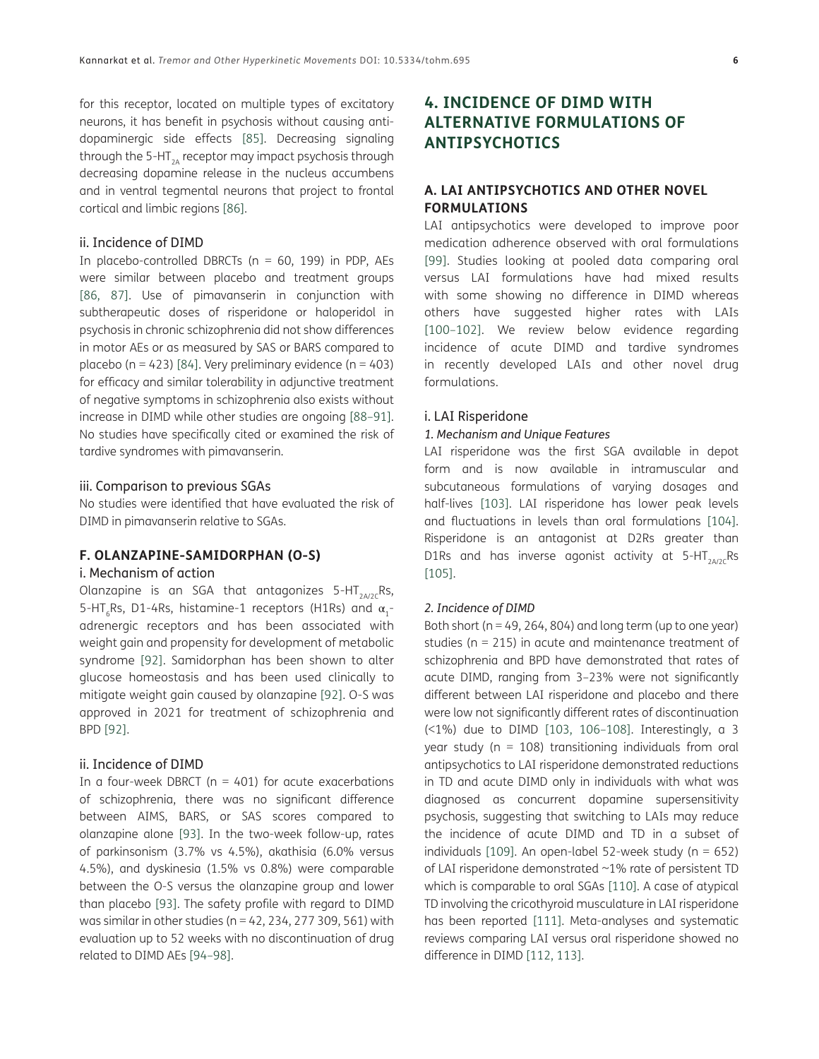for this receptor, located on multiple types of excitatory neurons, it has benefit in psychosis without causing anti-dopaminergic side effects [85]. Decreasing signaling through the 5-$HT_{2A}$ receptor may impact psychosis through decreasing dopamine release in the nucleus accumbens and in ventral tegmental neurons that project to frontal cortical and limbic regions [86].

#### ii. Incidence of DIMD

In placebo-controlled DBRCTs (n = 60, 199) in PDP, AEs were similar between placebo and treatment groups [86, 87]. Use of pimavanserin in conjunction with subtherapeutic doses of risperidone or haloperidol in psychosis in chronic schizophrenia did not show differences in motor AEs or as measured by SAS or BARS compared to placebo (n = 423) [84]. Very preliminary evidence (n = 403) for efficacy and similar tolerability in adjunctive treatment of negative symptoms in schizophrenia also exists without increase in DIMD while other studies are ongoing [88–91]. No studies have specifically cited or examined the risk of tardive syndromes with pimavanserin.

#### iii. Comparison to previous SGAs

No studies were identified that have evaluated the risk of DIMD in pimavanserin relative to SGAs.

### F. OLANZAPINE-SAMIDORPHAN (O-S)

#### i. Mechanism of action

Olanzapine is an SGA that antagonizes 5-$HT_{2A/2C}$Rs, 5-$HT_6$Rs, D1-4Rs, histamine-1 receptors (H1Rs) and $\alpha_1$-adrenergic receptors and has been associated with weight gain and propensity for development of metabolic syndrome [92]. Samidorphan has been shown to alter glucose homeostasis and has been used clinically to mitigate weight gain caused by olanzapine [92]. O-S was approved in 2021 for treatment of schizophrenia and BPD [92].

#### ii. Incidence of DIMD

In a four-week DBRCT (n = 401) for acute exacerbations of schizophrenia, there was no significant difference between AIMS, BARS, or SAS scores compared to olanzapine alone [93]. In the two-week follow-up, rates of parkinsonism (3.7% vs 4.5%), akathisia (6.0% versus 4.5%), and dyskinesia (1.5% vs 0.8%) were comparable between the O-S versus the olanzapine group and lower than placebo [93]. The safety profile with regard to DIMD was similar in other studies (n = 42, 234, 277 309, 561) with evaluation up to 52 weeks with no discontinuation of drug related to DIMD AEs [94–98].

## 4. INCIDENCE OF DIMD WITH ALTERNATIVE FORMULATIONS OF ANTIPSYCHOTICS

### A. LAI ANTIPSYCHOTICS AND OTHER NOVEL FORMULATIONS

LAI antipsychotics were developed to improve poor medication adherence observed with oral formulations [99]. Studies looking at pooled data comparing oral versus LAI formulations have had mixed results with some showing no difference in DIMD whereas others have suggested higher rates with LAIs [100–102]. We review below evidence regarding incidence of acute DIMD and tardive syndromes in recently developed LAIs and other novel drug formulations.

#### i. LAI Risperidone

*1. Mechanism and Unique Features*

LAI risperidone was the first SGA available in depot form and is now available in intramuscular and subcutaneous formulations of varying dosages and half-lives [103]. LAI risperidone has lower peak levels and fluctuations in levels than oral formulations [104]. Risperidone is an antagonist at D2Rs greater than D1Rs and has inverse agonist activity at 5-$HT_{2A/2C}$Rs [105].

*2. Incidence of DIMD*

Both short (n = 49, 264, 804) and long term (up to one year) studies (n = 215) in acute and maintenance treatment of schizophrenia and BPD have demonstrated that rates of acute DIMD, ranging from 3–23% were not significantly different between LAI risperidone and placebo and there were low not significantly different rates of discontinuation (<1%) due to DIMD [103, 106–108]. Interestingly, a 3 year study (n = 108) transitioning individuals from oral antipsychotics to LAI risperidone demonstrated reductions in TD and acute DIMD only in individuals with what was diagnosed as concurrent dopamine supersensitivity psychosis, suggesting that switching to LAIs may reduce the incidence of acute DIMD and TD in a subset of individuals [109]. An open-label 52-week study (n = 652) of LAI risperidone demonstrated ~1% rate of persistent TD which is comparable to oral SGAs [110]. A case of atypical TD involving the cricothyroid musculature in LAI risperidone has been reported [111]. Meta-analyses and systematic reviews comparing LAI versus oral risperidone showed no difference in DIMD [112, 113].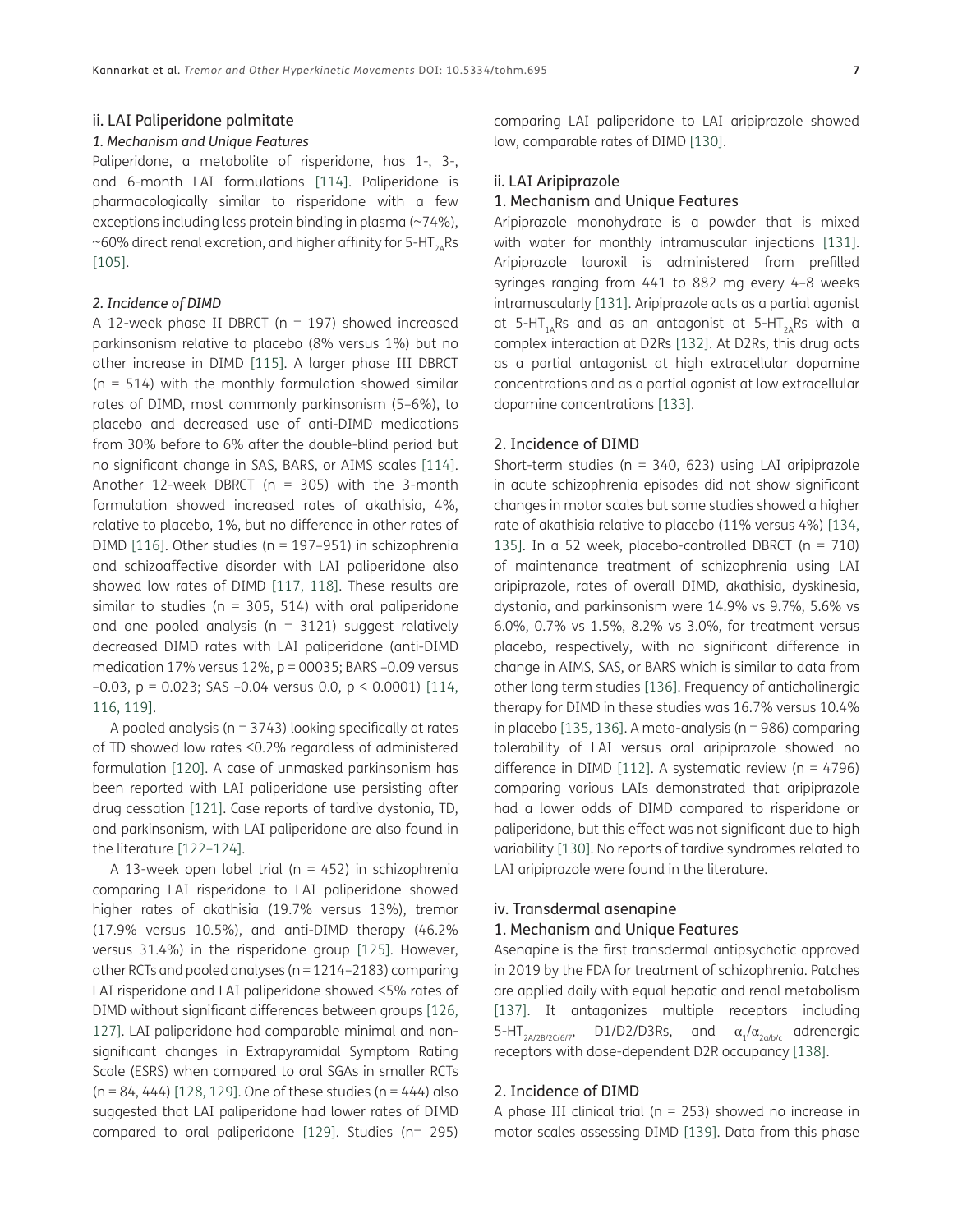### ii. LAI Paliperidone palmitate

*1. Mechanism and Unique Features*

Paliperidone, a metabolite of risperidone, has 1-, 3-, and 6-month LAI formulations [114]. Paliperidone is pharmacologically similar to risperidone with a few exceptions including less protein binding in plasma (~74%), ~60% direct renal excretion, and higher affinity for 5-$HT_{2A}$Rs [105].

*2. Incidence of DIMD*

A 12-week phase II DBRCT (n = 197) showed increased parkinsonism relative to placebo (8% versus 1%) but no other increase in DIMD [115]. A larger phase III DBRCT (n = 514) with the monthly formulation showed similar rates of DIMD, most commonly parkinsonism (5–6%), to placebo and decreased use of anti-DIMD medications from 30% before to 6% after the double-blind period but no significant change in SAS, BARS, or AIMS scales [114]. Another 12-week DBRCT (n = 305) with the 3-month formulation showed increased rates of akathisia, 4%, relative to placebo, 1%, but no difference in other rates of DIMD [116]. Other studies (n = 197–951) in schizophrenia and schizoaffective disorder with LAI paliperidone also showed low rates of DIMD [117, 118]. These results are similar to studies (n = 305, 514) with oral paliperidone and one pooled analysis (n = 3121) suggest relatively decreased DIMD rates with LAI paliperidone (anti-DIMD medication 17% versus 12%, p = 00035; BARS –0.09 versus –0.03, p = 0.023; SAS –0.04 versus 0.0, p < 0.0001) [114, 116, 119].

A pooled analysis (n = 3743) looking specifically at rates of TD showed low rates <0.2% regardless of administered formulation [120]. A case of unmasked parkinsonism has been reported with LAI paliperidone use persisting after drug cessation [121]. Case reports of tardive dystonia, TD, and parkinsonism, with LAI paliperidone are also found in the literature [122–124].

A 13-week open label trial (n = 452) in schizophrenia comparing LAI risperidone to LAI paliperidone showed higher rates of akathisia (19.7% versus 13%), tremor (17.9% versus 10.5%), and anti-DIMD therapy (46.2% versus 31.4%) in the risperidone group [125]. However, other RCTs and pooled analyses (n = 1214–2183) comparing LAI risperidone and LAI paliperidone showed <5% rates of DIMD without significant differences between groups [126, 127]. LAI paliperidone had comparable minimal and non-significant changes in Extrapyramidal Symptom Rating Scale (ESRS) when compared to oral SGAs in smaller RCTs (n = 84, 444) [128, 129]. One of these studies (n = 444) also suggested that LAI paliperidone had lower rates of DIMD compared to oral paliperidone [129]. Studies (n= 295) comparing LAI paliperidone to LAI aripiprazole showed low, comparable rates of DIMD [130].

### ii. LAI Aripiprazole

1. Mechanism and Unique Features

Aripiprazole monohydrate is a powder that is mixed with water for monthly intramuscular injections [131]. Aripiprazole lauroxil is administered from prefilled syringes ranging from 441 to 882 mg every 4–8 weeks intramuscularly [131]. Aripiprazole acts as a partial agonist at 5-$HT_{1A}$Rs and as an antagonist at 5-$HT_{2A}$Rs with a complex interaction at D2Rs [132]. At D2Rs, this drug acts as a partial antagonist at high extracellular dopamine concentrations and as a partial agonist at low extracellular dopamine concentrations [133].

2. Incidence of DIMD

Short-term studies (n = 340, 623) using LAI aripiprazole in acute schizophrenia episodes did not show significant changes in motor scales but some studies showed a higher rate of akathisia relative to placebo (11% versus 4%) [134, 135]. In a 52 week, placebo-controlled DBRCT (n = 710) of maintenance treatment of schizophrenia using LAI aripiprazole, rates of overall DIMD, akathisia, dyskinesia, dystonia, and parkinsonism were 14.9% vs 9.7%, 5.6% vs 6.0%, 0.7% vs 1.5%, 8.2% vs 3.0%, for treatment versus placebo, respectively, with no significant difference in change in AIMS, SAS, or BARS which is similar to data from other long term studies [136]. Frequency of anticholinergic therapy for DIMD in these studies was 16.7% versus 10.4% in placebo [135, 136]. A meta-analysis (n = 986) comparing tolerability of LAI versus oral aripiprazole showed no difference in DIMD [112]. A systematic review (n = 4796) comparing various LAIs demonstrated that aripiprazole had a lower odds of DIMD compared to risperidone or paliperidone, but this effect was not significant due to high variability [130]. No reports of tardive syndromes related to LAI aripiprazole were found in the literature.

### iv. Transdermal asenapine

1. Mechanism and Unique Features

Asenapine is the first transdermal antipsychotic approved in 2019 by the FDA for treatment of schizophrenia. Patches are applied daily with equal hepatic and renal metabolism [137]. It antagonizes multiple receptors including 5-$HT_{2A/2B/2C/6/7}$, D1/D2/D3Rs, and $\alpha_1/\alpha_{2a/b/c}$ adrenergic receptors with dose-dependent D2R occupancy [138].

2. Incidence of DIMD

A phase III clinical trial (n = 253) showed no increase in motor scales assessing DIMD [139]. Data from this phase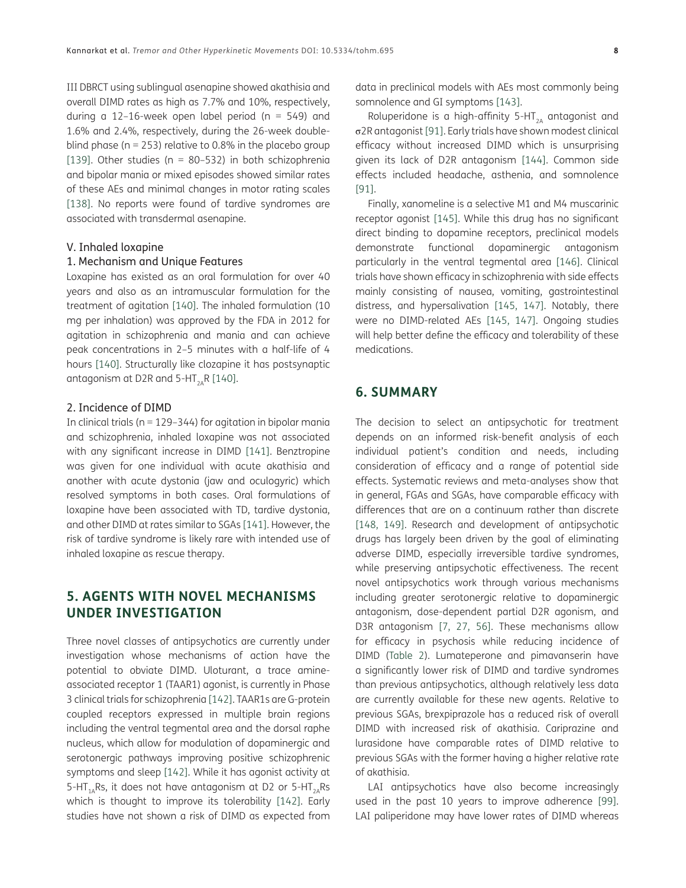III DBRCT using sublingual asenapine showed akathisia and overall DIMD rates as high as 7.7% and 10%, respectively, during a 12–16-week open label period (n = 549) and 1.6% and 2.4%, respectively, during the 26-week double-blind phase (n = 253) relative to 0.8% in the placebo group [139]. Other studies (n = 80–532) in both schizophrenia and bipolar mania or mixed episodes showed similar rates of these AEs and minimal changes in motor rating scales [138]. No reports were found of tardive syndromes are associated with transdermal asenapine.

### V. Inhaled loxapine

#### 1. Mechanism and Unique Features

Loxapine has existed as an oral formulation for over 40 years and also as an intramuscular formulation for the treatment of agitation [140]. The inhaled formulation (10 mg per inhalation) was approved by the FDA in 2012 for agitation in schizophrenia and mania and can achieve peak concentrations in 2–5 minutes with a half-life of 4 hours [140]. Structurally like clozapine it has postsynaptic antagonism at D2R and 5-$HT_{2A}$R [140].

#### 2. Incidence of DIMD

In clinical trials (n = 129–344) for agitation in bipolar mania and schizophrenia, inhaled loxapine was not associated with any significant increase in DIMD [141]. Benztropine was given for one individual with acute akathisia and another with acute dystonia (jaw and oculogyric) which resolved symptoms in both cases. Oral formulations of loxapine have been associated with TD, tardive dystonia, and other DIMD at rates similar to SGAs [141]. However, the risk of tardive syndrome is likely rare with intended use of inhaled loxapine as rescue therapy.

## 5. AGENTS WITH NOVEL MECHANISMS UNDER INVESTIGATION

Three novel classes of antipsychotics are currently under investigation whose mechanisms of action have the potential to obviate DIMD. Uloturant, a trace amine-associated receptor 1 (TAAR1) agonist, is currently in Phase 3 clinical trials for schizophrenia [142]. TAAR1s are G-protein coupled receptors expressed in multiple brain regions including the ventral tegmental area and the dorsal raphe nucleus, which allow for modulation of dopaminergic and serotonergic pathways improving positive schizophrenic symptoms and sleep [142]. While it has agonist activity at 5-$HT_{1A}$Rs, it does not have antagonism at D2 or 5-$HT_{2A}$Rs which is thought to improve its tolerability [142]. Early studies have not shown a risk of DIMD as expected from data in preclinical models with AEs most commonly being somnolence and GI symptoms [143].

Roluperidone is a high-affinity 5-$HT_{2A}$ antagonist and σ2R antagonist [91]. Early trials have shown modest clinical efficacy without increased DIMD which is unsurprising given its lack of D2R antagonism [144]. Common side effects included headache, asthenia, and somnolence [91].

Finally, xanomeline is a selective M1 and M4 muscarinic receptor agonist [145]. While this drug has no significant direct binding to dopamine receptors, preclinical models demonstrate functional dopaminergic antagonism particularly in the ventral tegmental area [146]. Clinical trials have shown efficacy in schizophrenia with side effects mainly consisting of nausea, vomiting, gastrointestinal distress, and hypersalivation [145, 147]. Notably, there were no DIMD-related AEs [145, 147]. Ongoing studies will help better define the efficacy and tolerability of these medications.

## 6. SUMMARY

The decision to select an antipsychotic for treatment depends on an informed risk-benefit analysis of each individual patient's condition and needs, including consideration of efficacy and a range of potential side effects. Systematic reviews and meta-analyses show that in general, FGAs and SGAs, have comparable efficacy with differences that are on a continuum rather than discrete [148, 149]. Research and development of antipsychotic drugs has largely been driven by the goal of eliminating adverse DIMD, especially irreversible tardive syndromes, while preserving antipsychotic effectiveness. The recent novel antipsychotics work through various mechanisms including greater serotonergic relative to dopaminergic antagonism, dose-dependent partial D2R agonism, and D3R antagonism [7, 27, 56]. These mechanisms allow for efficacy in psychosis while reducing incidence of DIMD (Table 2). Lumateperone and pimavanserin have a significantly lower risk of DIMD and tardive syndromes than previous antipsychotics, although relatively less data are currently available for these new agents. Relative to previous SGAs, brexpiprazole has a reduced risk of overall DIMD with increased risk of akathisia. Cariprazine and lurasidone have comparable rates of DIMD relative to previous SGAs with the former having a higher relative rate of akathisia.

LAI antipsychotics have also become increasingly used in the past 10 years to improve adherence [99]. LAI paliperidone may have lower rates of DIMD whereas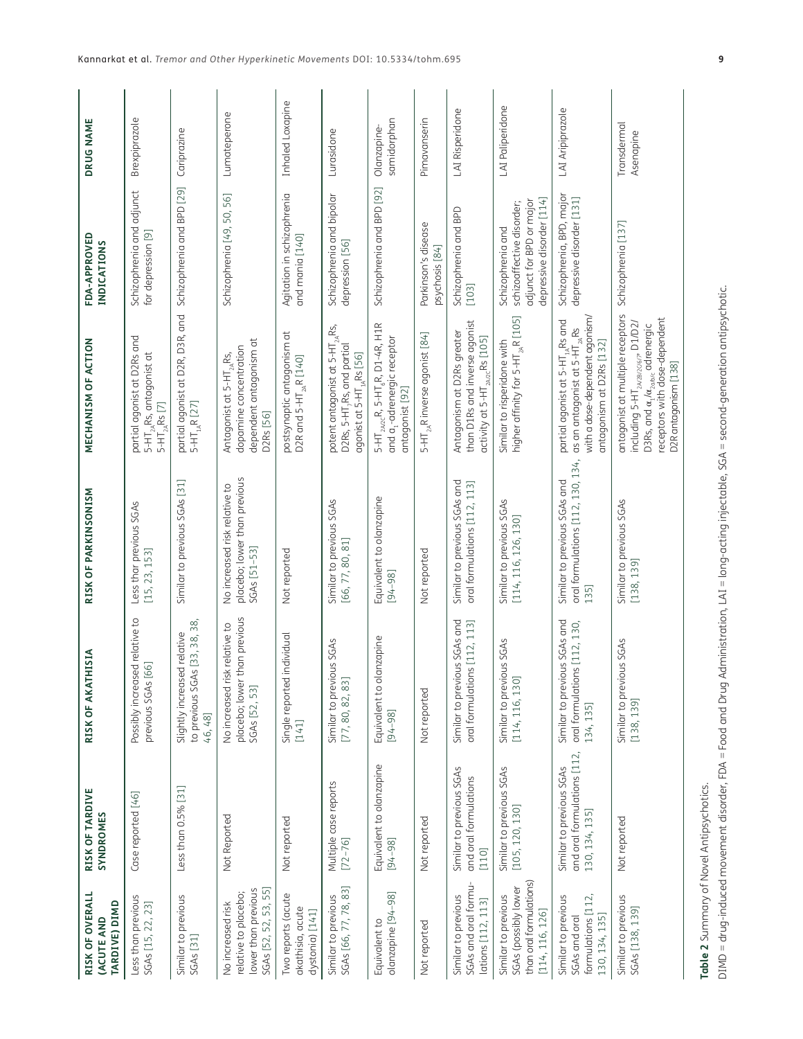| RISK OF OVERALL (ACUTE AND TARDIVE) DIMD | RISK OF TARDIVE SYNDROMES | RISK OF AKATHISIA | RISK OF PARKINSONISM | MECHANISM OF ACTION | FDA-APPROVED INDICATIONS | DRUG NAME |
|---|---|---|---|---|---|---|
| Less than previous SGAs [15, 22, 23] | Case reported [46] | Possibly increased relative to previous SGAs [66] | Less than previous SGAs [15, 23, 153] | partial agonist at D2Rs and $5\text{-HT}_{1A}$Rs, antagonist at $5\text{-HT}_{2A}$Rs [7] | Schizophrenia and adjunct for depression [9] | Brexpiprazole |
| Similar to previous SGAs [31] | Less than 0.5% [31] | Slightly increased relative to previous SGAs [33, 38, 38, 46, 48] | Similar to previous SGAs [31] | partial agonist at D2R, D3R, and $5\text{-HT}_{1A}$R [27] | Schizophrenia and BPD [29] | Cariprazine |
| No increased risk relative to placebo; lower than previous SGAs [52, 52, 53, 55] | Not Reported | No increased risk relative to placebo; lower than previous SGAs [52, 53] | No increased risk relative to placebo; lower than previous SGAs [51–53] | Antagonist at $5\text{-HT}_{2A}$Rs, dopamine concentration dependent antagonism at D2Rs [56] | Schizophrenia [49, 50, 56] | Lumateperone |
| Two reports (acute akathisia, acute dystonia) [141] | Not reported | Single reported individual [141] | Not reported | postsynaptic antagonism at D2R and $5\text{-HT}_{2A}$R [140] | Agitation in schizophrenia and mania [140] | Inhaled Loxapine |
| Similar to previous SGAs [66, 77, 78, 83] | Multiple case reports [72–76] | Similar to previous SGAs [77, 80, 82, 83] | Similar to previous SGAs [66, 77, 80, 81] | potent antagonist at $5\text{-HT}_{2A}$Rs, D2Rs, $5\text{-HT}_7$Rs, and partial agonist at $5\text{-HT}_{1A}$Rs [56] | Schizophrenia and bipolar depression [56] | Lurasidone |
| Equivalent to olanzapine [94–98] | Equivalent to olanzapine [94–98] | Equivalent to olanzapine [94–98] | Equivalent to olanzapine [94–98] | $5\text{-HT}_{2A/2C}$R, $5\text{-HT}_6$R, D1-4R, H1R and $\alpha_1$-adrenergic receptor antagonist [92] | Schizophrenia and BPD [92] | Olanzapine-samidorphan |
| Not reported | Not reported | Not reported | Not reported | $5\text{-HT}_{2A}$R inverse agonist [84] | Parkinson's disease psychosis [84] | Pimavanserin |
| Similar to previous SGAs and oral formulations [112, 113] | Similar to previous SGAs and oral formulations [110] | Similar to previous SGAs and oral formulations [112, 113] | Similar to previous SGAs and oral formulations [112, 113] | Antagonism at D2Rs greater than D1Rs and inverse agonist activity at $5\text{-HT}_{2A/2C}$Rs [105] | Schizophrenia and BPD [103] | LAI Risperidone |
| Similar to previous SGAs (possibly lower than oral formulations) [114, 116, 126] | Similar to previous SGAs [105, 120, 130] | Similar to previous SGAs [114, 116, 130] | Similar to previous SGAs [114, 116, 126, 130] | Similar to risperidone with higher affinity for $5\text{-HT}_{2A}$R [105] | Schizophrenia and schizoaffective disorder; adjunct for BPD or major depressive disorder [114] | LAI Paliperidone |
| Similar to previous SGAs and oral formulations [112, 130, 134, 135] | Similar to previous SGAs and oral formulations [112, 130, 134, 135] | Similar to previous SGAs and oral formulations [112, 130, 134, 135] | Similar to previous SGAs and oral formulations [112, 130, 134, 135] | partial agonist at $5\text{-HT}_{1A}$Rs and as an antagonist at $5\text{-HT}_{2A}$Rs with a dose-dependent agonism/antagonism at D2Rs [132] | Schizophrenia, BPD, major depressive disorder [131] | LAI Aripiprazole |
| Similar to previous SGAs [138, 139] | Not reported | Similar to previous SGAs [138, 139] | Similar to previous SGAs [138, 139] | antagonist at multiple receptors including $5\text{-HT}_{2A/2B/2C/6/7}$, D1/D2/D3Rs, and $\alpha_1/\alpha_{2a/b/c}$ adrenergic receptors with dose-dependent D2R antagonism [138] | Schizophrenia [137] | Transdermal Asenapine |

**Table 2** Summary of Novel Antipsychotics.

DIMD = drug-induced movement disorder, FDA = Food and Drug Administration, LAI = long-acting injectable, SGA = second-generation antipsychotic.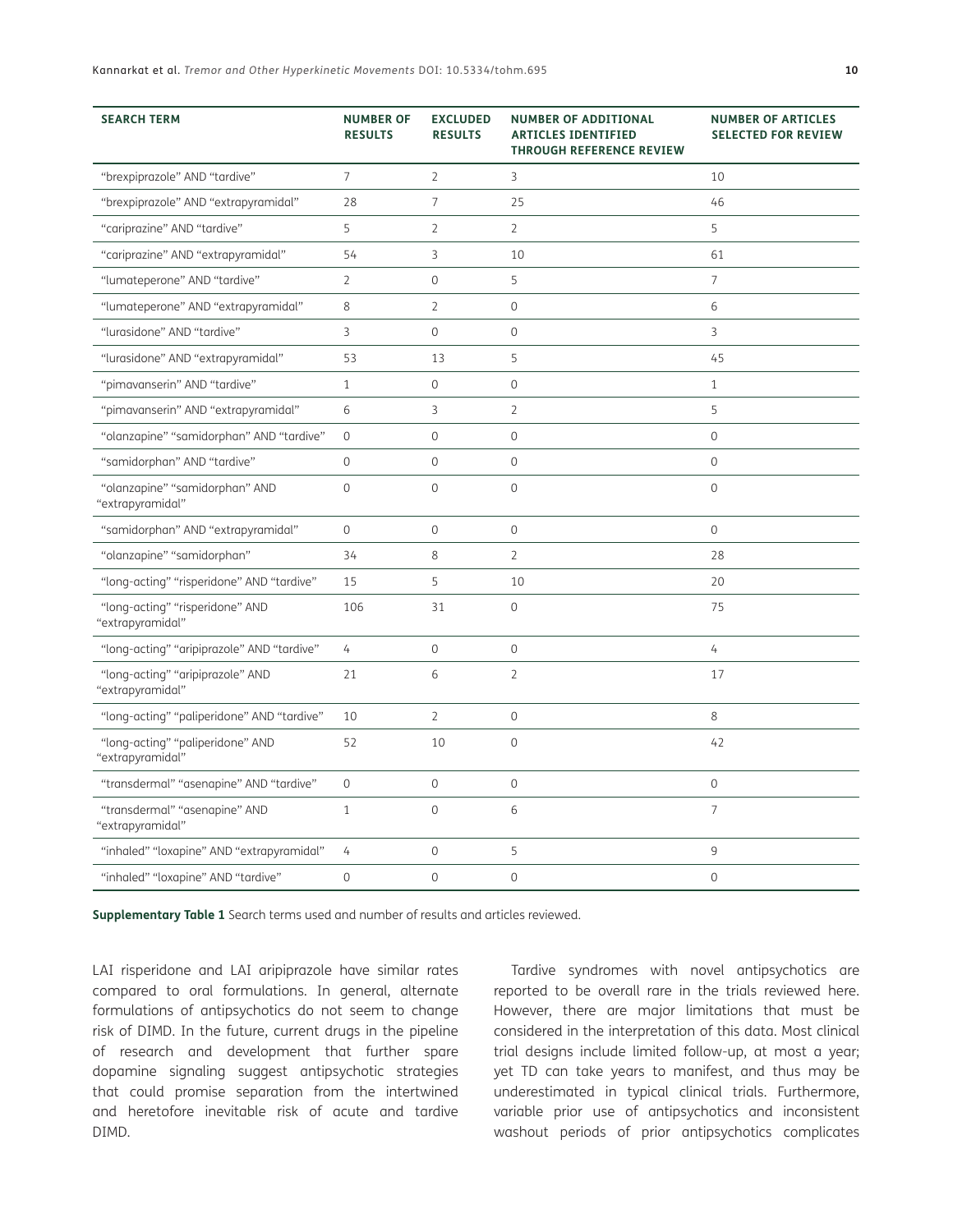| SEARCH TERM | NUMBER OF RESULTS | EXCLUDED RESULTS | NUMBER OF ADDITIONAL ARTICLES IDENTIFIED THROUGH REFERENCE REVIEW | NUMBER OF ARTICLES SELECTED FOR REVIEW |
|---|---|---|---|---|
| "brexpiprazole" AND "tardive" | 7 | 2 | 3 | 10 |
| "brexpiprazole" AND "extrapyramidal" | 28 | 7 | 25 | 46 |
| "cariprazine" AND "tardive" | 5 | 2 | 2 | 5 |
| "cariprazine" AND "extrapyramidal" | 54 | 3 | 10 | 61 |
| "lumateperone" AND "tardive" | 2 | 0 | 5 | 7 |
| "lumateperone" AND "extrapyramidal" | 8 | 2 | 0 | 6 |
| "lurasidone" AND "tardive" | 3 | 0 | 0 | 3 |
| "lurasidone" AND "extrapyramidal" | 53 | 13 | 5 | 45 |
| "pimavanserin" AND "tardive" | 1 | 0 | 0 | 1 |
| "pimavanserin" AND "extrapyramidal" | 6 | 3 | 2 | 5 |
| "olanzapine" "samidorphan" AND "tardive" | 0 | 0 | 0 | 0 |
| "samidorphan" AND "tardive" | 0 | 0 | 0 | 0 |
| "olanzapine" "samidorphan" AND "extrapyramidal" | 0 | 0 | 0 | 0 |
| "samidorphan" AND "extrapyramidal" | 0 | 0 | 0 | 0 |
| "olanzapine" "samidorphan" | 34 | 8 | 2 | 28 |
| "long-acting" "risperidone" AND "tardive" | 15 | 5 | 10 | 20 |
| "long-acting" "risperidone" AND "extrapyramidal" | 106 | 31 | 0 | 75 |
| "long-acting" "aripiprazole" AND "tardive" | 4 | 0 | 0 | 4 |
| "long-acting" "aripiprazole" AND "extrapyramidal" | 21 | 6 | 2 | 17 |
| "long-acting" "paliperidone" AND "tardive" | 10 | 2 | 0 | 8 |
| "long-acting" "paliperidone" AND "extrapyramidal" | 52 | 10 | 0 | 42 |
| "transdermal" "asenapine" AND "tardive" | 0 | 0 | 0 | 0 |
| "transdermal" "asenapine" AND "extrapyramidal" | 1 | 0 | 6 | 7 |
| "inhaled" "loxapine" AND "extrapyramidal" | 4 | 0 | 5 | 9 |
| "inhaled" "loxapine" AND "tardive" | 0 | 0 | 0 | 0 |

**Supplementary Table 1** Search terms used and number of results and articles reviewed.

LAI risperidone and LAI aripiprazole have similar rates compared to oral formulations. In general, alternate formulations of antipsychotics do not seem to change risk of DIMD. In the future, current drugs in the pipeline of research and development that further spare dopamine signaling suggest antipsychotic strategies that could promise separation from the intertwined and heretofore inevitable risk of acute and tardive DIMD.

Tardive syndromes with novel antipsychotics are reported to be overall rare in the trials reviewed here. However, there are major limitations that must be considered in the interpretation of this data. Most clinical trial designs include limited follow-up, at most a year; yet TD can take years to manifest, and thus may be underestimated in typical clinical trials. Furthermore, variable prior use of antipsychotics and inconsistent washout periods of prior antipsychotics complicates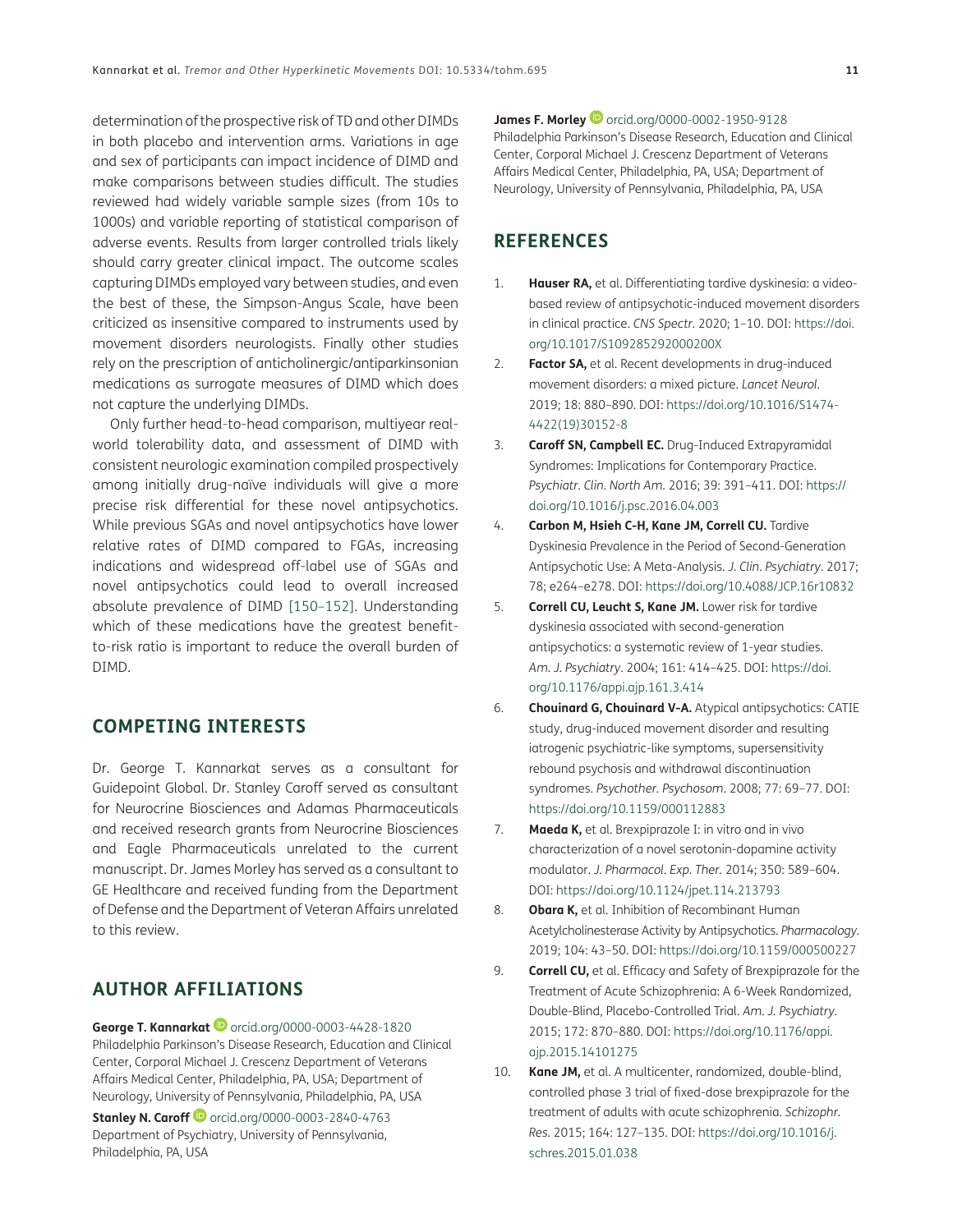determination of the prospective risk of TD and other DIMDs in both placebo and intervention arms. Variations in age and sex of participants can impact incidence of DIMD and make comparisons between studies difficult. The studies reviewed had widely variable sample sizes (from 10s to 1000s) and variable reporting of statistical comparison of adverse events. Results from larger controlled trials likely should carry greater clinical impact. The outcome scales capturing DIMDs employed vary between studies, and even the best of these, the Simpson-Angus Scale, have been criticized as insensitive compared to instruments used by movement disorders neurologists. Finally other studies rely on the prescription of anticholinergic/antiparkinsonian medications as surrogate measures of DIMD which does not capture the underlying DIMDs.

Only further head-to-head comparison, multiyear real-world tolerability data, and assessment of DIMD with consistent neurologic examination compiled prospectively among initially drug-naïve individuals will give a more precise risk differential for these novel antipsychotics. While previous SGAs and novel antipsychotics have lower relative rates of DIMD compared to FGAs, increasing indications and widespread off-label use of SGAs and novel antipsychotics could lead to overall increased absolute prevalence of DIMD [150–152]. Understanding which of these medications have the greatest benefit-to-risk ratio is important to reduce the overall burden of DIMD.

## COMPETING INTERESTS

Dr. George T. Kannarkat serves as a consultant for Guidepoint Global. Dr. Stanley Caroff served as consultant for Neurocrine Biosciences and Adamas Pharmaceuticals and received research grants from Neurocrine Biosciences and Eagle Pharmaceuticals unrelated to the current manuscript. Dr. James Morley has served as a consultant to GE Healthcare and received funding from the Department of Defense and the Department of Veteran Affairs unrelated to this review.

## AUTHOR AFFILIATIONS

**George T. Kannarkat** orcid.org/0000-0003-4428-1820
Philadelphia Parkinson's Disease Research, Education and Clinical Center, Corporal Michael J. Crescenz Department of Veterans Affairs Medical Center, Philadelphia, PA, USA; Department of Neurology, University of Pennsylvania, Philadelphia, PA, USA

**Stanley N. Caroff** orcid.org/0000-0003-2840-4763
Department of Psychiatry, University of Pennsylvania, Philadelphia, PA, USA

**James F. Morley** orcid.org/0000-0002-1950-9128
Philadelphia Parkinson's Disease Research, Education and Clinical Center, Corporal Michael J. Crescenz Department of Veterans Affairs Medical Center, Philadelphia, PA, USA; Department of Neurology, University of Pennsylvania, Philadelphia, PA, USA

## REFERENCES

1. **Hauser RA,** et al. Differentiating tardive dyskinesia: a video-based review of antipsychotic-induced movement disorders in clinical practice. *CNS Spectr*. 2020; 1–10. DOI: https://doi.org/10.1017/S109285292000200X
2. **Factor SA,** et al. Recent developments in drug-induced movement disorders: a mixed picture. *Lancet Neurol*. 2019; 18: 880–890. DOI: https://doi.org/10.1016/S1474-4422(19)30152-8
3. **Caroff SN, Campbell EC.** Drug-Induced Extrapyramidal Syndromes: Implications for Contemporary Practice. *Psychiatr. Clin. North Am*. 2016; 39: 391–411. DOI: https://doi.org/10.1016/j.psc.2016.04.003
4. **Carbon M, Hsieh C-H, Kane JM, Correll CU.** Tardive Dyskinesia Prevalence in the Period of Second-Generation Antipsychotic Use: A Meta-Analysis. *J. Clin. Psychiatry*. 2017; 78; e264–e278. DOI: https://doi.org/10.4088/JCP.16r10832
5. **Correll CU, Leucht S, Kane JM.** Lower risk for tardive dyskinesia associated with second-generation antipsychotics: a systematic review of 1-year studies. *Am. J. Psychiatry*. 2004; 161: 414–425. DOI: https://doi.org/10.1176/appi.ajp.161.3.414
6. **Chouinard G, Chouinard V-A.** Atypical antipsychotics: CATIE study, drug-induced movement disorder and resulting iatrogenic psychiatric-like symptoms, supersensitivity rebound psychosis and withdrawal discontinuation syndromes. *Psychother. Psychosom*. 2008; 77: 69–77. DOI: https://doi.org/10.1159/000112883
7. **Maeda K,** et al. Brexpiprazole I: in vitro and in vivo characterization of a novel serotonin-dopamine activity modulator. *J. Pharmacol. Exp. Ther*. 2014; 350: 589–604. DOI: https://doi.org/10.1124/jpet.114.213793
8. **Obara K,** et al. Inhibition of Recombinant Human Acetylcholinesterase Activity by Antipsychotics. *Pharmacology*. 2019; 104: 43–50. DOI: https://doi.org/10.1159/000500227
9. **Correll CU,** et al. Efficacy and Safety of Brexpiprazole for the Treatment of Acute Schizophrenia: A 6-Week Randomized, Double-Blind, Placebo-Controlled Trial. *Am. J. Psychiatry*. 2015; 172: 870–880. DOI: https://doi.org/10.1176/appi.ajp.2015.14101275
10. **Kane JM,** et al. A multicenter, randomized, double-blind, controlled phase 3 trial of fixed-dose brexpiprazole for the treatment of adults with acute schizophrenia. *Schizophr. Res*. 2015; 164: 127–135. DOI: https://doi.org/10.1016/j.schres.2015.01.038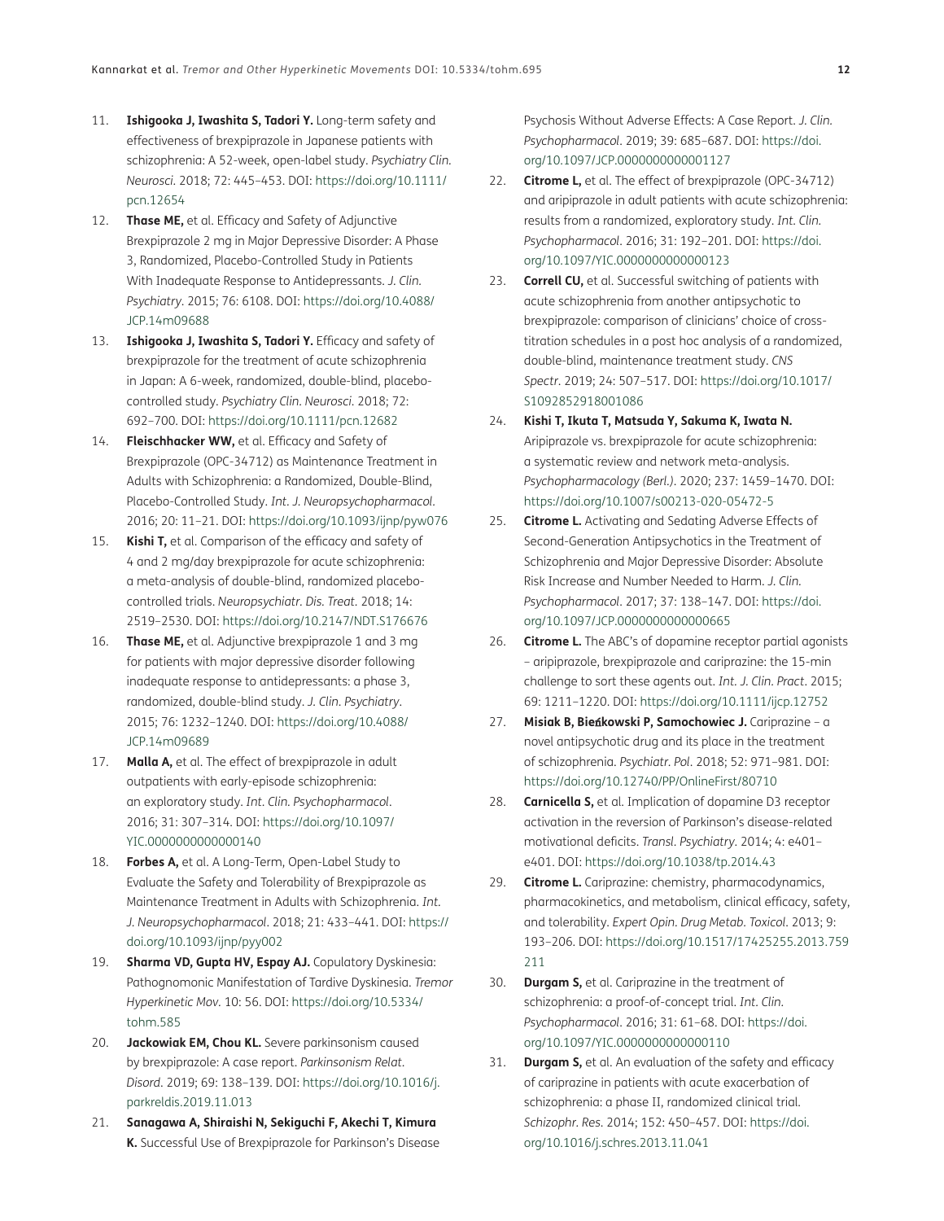11. **Ishigooka J, Iwashita S, Tadori Y.** Long-term safety and effectiveness of brexpiprazole in Japanese patients with schizophrenia: A 52-week, open-label study. *Psychiatry Clin. Neurosci.* 2018; 72: 445–453. DOI: https://doi.org/10.1111/pcn.12654
12. **Thase ME,** et al. Efficacy and Safety of Adjunctive Brexpiprazole 2 mg in Major Depressive Disorder: A Phase 3, Randomized, Placebo-Controlled Study in Patients With Inadequate Response to Antidepressants. *J. Clin. Psychiatry*. 2015; 76: 6108. DOI: https://doi.org/10.4088/JCP.14m09688
13. **Ishigooka J, Iwashita S, Tadori Y.** Efficacy and safety of brexpiprazole for the treatment of acute schizophrenia in Japan: A 6-week, randomized, double-blind, placebo-controlled study. *Psychiatry Clin. Neurosci*. 2018; 72: 692–700. DOI: https://doi.org/10.1111/pcn.12682
14. **Fleischhacker WW,** et al. Efficacy and Safety of Brexpiprazole (OPC-34712) as Maintenance Treatment in Adults with Schizophrenia: a Randomized, Double-Blind, Placebo-Controlled Study. *Int. J. Neuropsychopharmacol.* 2016; 20: 11–21. DOI: https://doi.org/10.1093/ijnp/pyw076
15. **Kishi T,** et al. Comparison of the efficacy and safety of 4 and 2 mg/day brexpiprazole for acute schizophrenia: a meta-analysis of double-blind, randomized placebo-controlled trials. *Neuropsychiatr. Dis. Treat.* 2018; 14: 2519–2530. DOI: https://doi.org/10.2147/NDT.S176676
16. **Thase ME,** et al. Adjunctive brexpiprazole 1 and 3 mg for patients with major depressive disorder following inadequate response to antidepressants: a phase 3, randomized, double-blind study. *J. Clin. Psychiatry*. 2015; 76: 1232–1240. DOI: https://doi.org/10.4088/JCP.14m09689
17. **Malla A,** et al. The effect of brexpiprazole in adult outpatients with early-episode schizophrenia: an exploratory study. *Int. Clin. Psychopharmacol*. 2016; 31: 307–314. DOI: https://doi.org/10.1097/YIC.0000000000000140
18. **Forbes A,** et al. A Long-Term, Open-Label Study to Evaluate the Safety and Tolerability of Brexpiprazole as Maintenance Treatment in Adults with Schizophrenia. *Int. J. Neuropsychopharmacol*. 2018; 21: 433–441. DOI: https://doi.org/10.1093/ijnp/pyy002
19. **Sharma VD, Gupta HV, Espay AJ.** Copulatory Dyskinesia: Pathognomonic Manifestation of Tardive Dyskinesia. *Tremor Hyperkinetic Mov.* 10: 56. DOI: https://doi.org/10.5334/tohm.585
20. **Jackowiak EM, Chou KL.** Severe parkinsonism caused by brexpiprazole: A case report. *Parkinsonism Relat. Disord*. 2019; 69: 138–139. DOI: https://doi.org/10.1016/j.parkreldis.2019.11.013
21. **Sanagawa A, Shiraishi N, Sekiguchi F, Akechi T, Kimura K.** Successful Use of Brexpiprazole for Parkinson's Disease Psychosis Without Adverse Effects: A Case Report. *J. Clin. Psychopharmacol*. 2019; 39: 685–687. DOI: https://doi.org/10.1097/JCP.0000000000001127
22. **Citrome L,** et al. The effect of brexpiprazole (OPC-34712) and aripiprazole in adult patients with acute schizophrenia: results from a randomized, exploratory study. *Int. Clin. Psychopharmacol*. 2016; 31: 192–201. DOI: https://doi.org/10.1097/YIC.0000000000000123
23. **Correll CU,** et al. Successful switching of patients with acute schizophrenia from another antipsychotic to brexpiprazole: comparison of clinicians' choice of cross-titration schedules in a post hoc analysis of a randomized, double-blind, maintenance treatment study. *CNS Spectr*. 2019; 24: 507–517. DOI: https://doi.org/10.1017/S1092852918001086
24. **Kishi T, Ikuta T, Matsuda Y, Sakuma K, Iwata N.** Aripiprazole vs. brexpiprazole for acute schizophrenia: a systematic review and network meta-analysis. *Psychopharmacology (Berl.)*. 2020; 237: 1459–1470. DOI: https://doi.org/10.1007/s00213-020-05472-5
25. **Citrome L.** Activating and Sedating Adverse Effects of Second-Generation Antipsychotics in the Treatment of Schizophrenia and Major Depressive Disorder: Absolute Risk Increase and Number Needed to Harm. *J. Clin. Psychopharmacol*. 2017; 37: 138–147. DOI: https://doi.org/10.1097/JCP.0000000000000665
26. **Citrome L.** The ABC's of dopamine receptor partial agonists – aripiprazole, brexpiprazole and cariprazine: the 15-min challenge to sort these agents out. *Int. J. Clin. Pract*. 2015; 69: 1211–1220. DOI: https://doi.org/10.1111/ijcp.12752
27. **Misiak B, Bieńkowski P, Samochowiec J.** Cariprazine – a novel antipsychotic drug and its place in the treatment of schizophrenia. *Psychiatr. Pol*. 2018; 52: 971–981. DOI: https://doi.org/10.12740/PP/OnlineFirst/80710
28. **Carnicella S,** et al. Implication of dopamine D3 receptor activation in the reversion of Parkinson's disease-related motivational deficits. *Transl. Psychiatry*. 2014; 4: e401–e401. DOI: https://doi.org/10.1038/tp.2014.43
29. **Citrome L.** Cariprazine: chemistry, pharmacodynamics, pharmacokinetics, and metabolism, clinical efficacy, safety, and tolerability. *Expert Opin. Drug Metab. Toxicol*. 2013; 9: 193–206. DOI: https://doi.org/10.1517/17425255.2013.759211
30. **Durgam S,** et al. Cariprazine in the treatment of schizophrenia: a proof-of-concept trial. *Int. Clin. Psychopharmacol*. 2016; 31: 61–68. DOI: https://doi.org/10.1097/YIC.0000000000000110
31. **Durgam S,** et al. An evaluation of the safety and efficacy of cariprazine in patients with acute exacerbation of schizophrenia: a phase II, randomized clinical trial. *Schizophr. Res*. 2014; 152: 450–457. DOI: https://doi.org/10.1016/j.schres.2013.11.041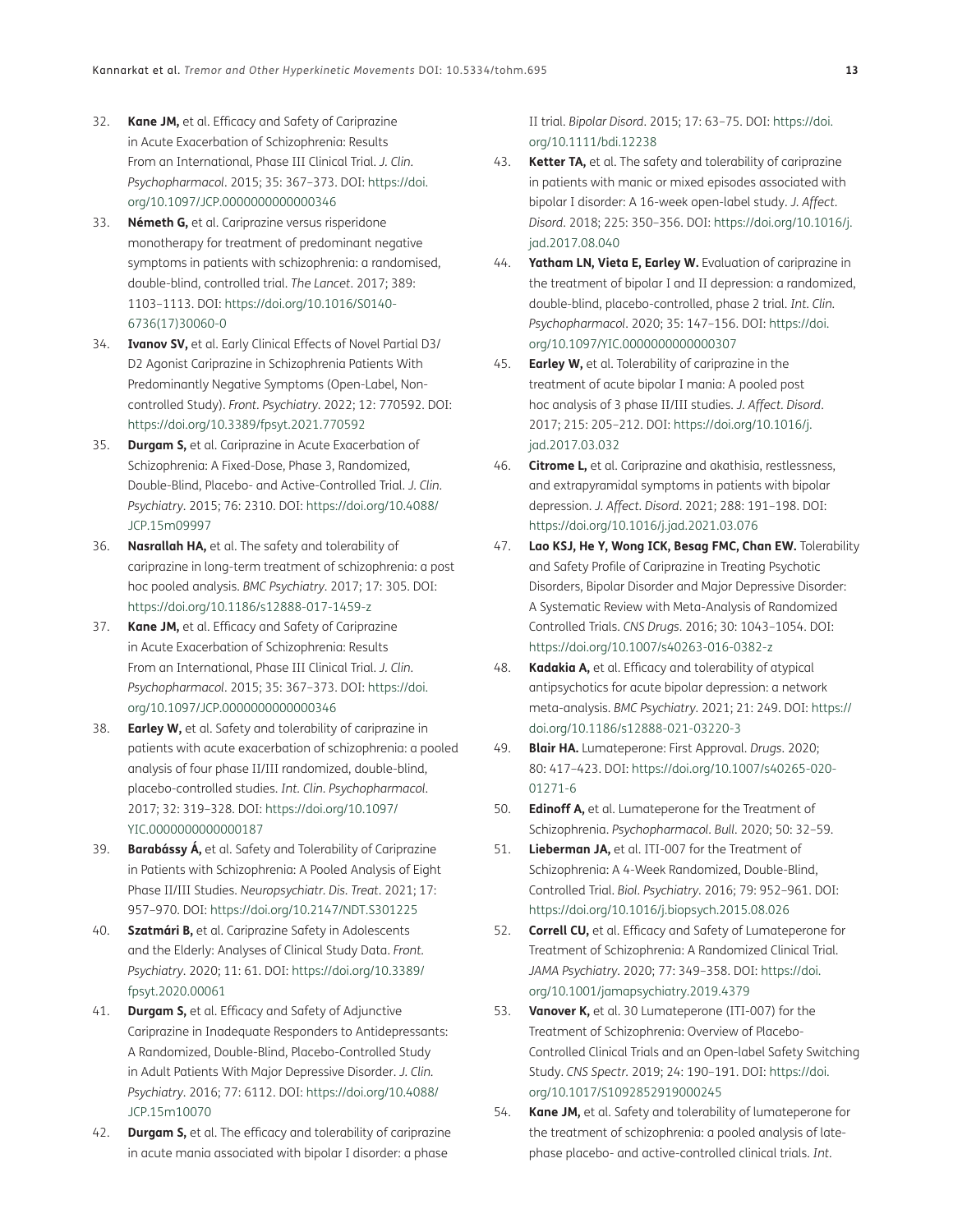32. **Kane JM,** et al. Efficacy and Safety of Cariprazine in Acute Exacerbation of Schizophrenia: Results From an International, Phase III Clinical Trial. *J. Clin. Psychopharmacol*. 2015; 35: 367–373. DOI: https://doi.org/10.1097/JCP.0000000000000346
33. **Németh G,** et al. Cariprazine versus risperidone monotherapy for treatment of predominant negative symptoms in patients with schizophrenia: a randomised, double-blind, controlled trial. *The Lancet*. 2017; 389: 1103–1113. DOI: https://doi.org/10.1016/S0140-6736(17)30060-0
34. **Ivanov SV,** et al. Early Clinical Effects of Novel Partial D3/D2 Agonist Cariprazine in Schizophrenia Patients With Predominantly Negative Symptoms (Open-Label, Non-controlled Study). *Front. Psychiatry*. 2022; 12: 770592. DOI: https://doi.org/10.3389/fpsyt.2021.770592
35. **Durgam S,** et al. Cariprazine in Acute Exacerbation of Schizophrenia: A Fixed-Dose, Phase 3, Randomized, Double-Blind, Placebo- and Active-Controlled Trial. *J. Clin. Psychiatry*. 2015; 76: 2310. DOI: https://doi.org/10.4088/JCP.15m09997
36. **Nasrallah HA,** et al. The safety and tolerability of cariprazine in long-term treatment of schizophrenia: a post hoc pooled analysis. *BMC Psychiatry*. 2017; 17: 305. DOI: https://doi.org/10.1186/s12888-017-1459-z
37. **Kane JM,** et al. Efficacy and Safety of Cariprazine in Acute Exacerbation of Schizophrenia: Results From an International, Phase III Clinical Trial. *J. Clin. Psychopharmacol*. 2015; 35: 367–373. DOI: https://doi.org/10.1097/JCP.0000000000000346
38. **Earley W,** et al. Safety and tolerability of cariprazine in patients with acute exacerbation of schizophrenia: a pooled analysis of four phase II/III randomized, double-blind, placebo-controlled studies. *Int. Clin. Psychopharmacol*. 2017; 32: 319–328. DOI: https://doi.org/10.1097/YIC.0000000000000187
39. **Barabássy Á,** et al. Safety and Tolerability of Cariprazine in Patients with Schizophrenia: A Pooled Analysis of Eight Phase II/III Studies. *Neuropsychiatr. Dis. Treat*. 2021; 17: 957–970. DOI: https://doi.org/10.2147/NDT.S301225
40. **Szatmári B,** et al. Cariprazine Safety in Adolescents and the Elderly: Analyses of Clinical Study Data. *Front. Psychiatry*. 2020; 11: 61. DOI: https://doi.org/10.3389/fpsyt.2020.00061
41. **Durgam S,** et al. Efficacy and Safety of Adjunctive Cariprazine in Inadequate Responders to Antidepressants: A Randomized, Double-Blind, Placebo-Controlled Study in Adult Patients With Major Depressive Disorder. *J. Clin. Psychiatry*. 2016; 77: 6112. DOI: https://doi.org/10.4088/JCP.15m10070
42. **Durgam S,** et al. The efficacy and tolerability of cariprazine in acute mania associated with bipolar I disorder: a phase II trial. *Bipolar Disord*. 2015; 17: 63–75. DOI: https://doi.org/10.1111/bdi.12238
43. **Ketter TA,** et al. The safety and tolerability of cariprazine in patients with manic or mixed episodes associated with bipolar I disorder: A 16-week open-label study. *J. Affect. Disord*. 2018; 225: 350–356. DOI: https://doi.org/10.1016/j.jad.2017.08.040
44. **Yatham LN, Vieta E, Earley W.** Evaluation of cariprazine in the treatment of bipolar I and II depression: a randomized, double-blind, placebo-controlled, phase 2 trial. *Int. Clin. Psychopharmacol*. 2020; 35: 147–156. DOI: https://doi.org/10.1097/YIC.0000000000000307
45. **Earley W,** et al. Tolerability of cariprazine in the treatment of acute bipolar I mania: A pooled post hoc analysis of 3 phase II/III studies. *J. Affect. Disord*. 2017; 215: 205–212. DOI: https://doi.org/10.1016/j.jad.2017.03.032
46. **Citrome L,** et al. Cariprazine and akathisia, restlessness, and extrapyramidal symptoms in patients with bipolar depression. *J. Affect. Disord*. 2021; 288: 191–198. DOI: https://doi.org/10.1016/j.jad.2021.03.076
47. **Lao KSJ, He Y, Wong ICK, Besag FMC, Chan EW.** Tolerability and Safety Profile of Cariprazine in Treating Psychotic Disorders, Bipolar Disorder and Major Depressive Disorder: A Systematic Review with Meta-Analysis of Randomized Controlled Trials. *CNS Drugs*. 2016; 30: 1043–1054. DOI: https://doi.org/10.1007/s40263-016-0382-z
48. **Kadakia A,** et al. Efficacy and tolerability of atypical antipsychotics for acute bipolar depression: a network meta-analysis. *BMC Psychiatry*. 2021; 21: 249. DOI: https://doi.org/10.1186/s12888-021-03220-3
49. **Blair HA.** Lumateperone: First Approval. *Drugs*. 2020; 80: 417–423. DOI: https://doi.org/10.1007/s40265-020-01271-6
50. **Edinoff A,** et al. Lumateperone for the Treatment of Schizophrenia. *Psychopharmacol. Bull*. 2020; 50: 32–59.
51. **Lieberman JA,** et al. ITI-007 for the Treatment of Schizophrenia: A 4-Week Randomized, Double-Blind, Controlled Trial. *Biol. Psychiatry*. 2016; 79: 952–961. DOI: https://doi.org/10.1016/j.biopsych.2015.08.026
52. **Correll CU,** et al. Efficacy and Safety of Lumateperone for Treatment of Schizophrenia: A Randomized Clinical Trial. *JAMA Psychiatry*. 2020; 77: 349–358. DOI: https://doi.org/10.1001/jamapsychiatry.2019.4379
53. **Vanover K,** et al. 30 Lumateperone (ITI-007) for the Treatment of Schizophrenia: Overview of Placebo-Controlled Clinical Trials and an Open-label Safety Switching Study. *CNS Spectr*. 2019; 24: 190–191. DOI: https://doi.org/10.1017/S1092852919000245
54. **Kane JM,** et al. Safety and tolerability of lumateperone for the treatment of schizophrenia: a pooled analysis of late-phase placebo- and active-controlled clinical trials. *Int.*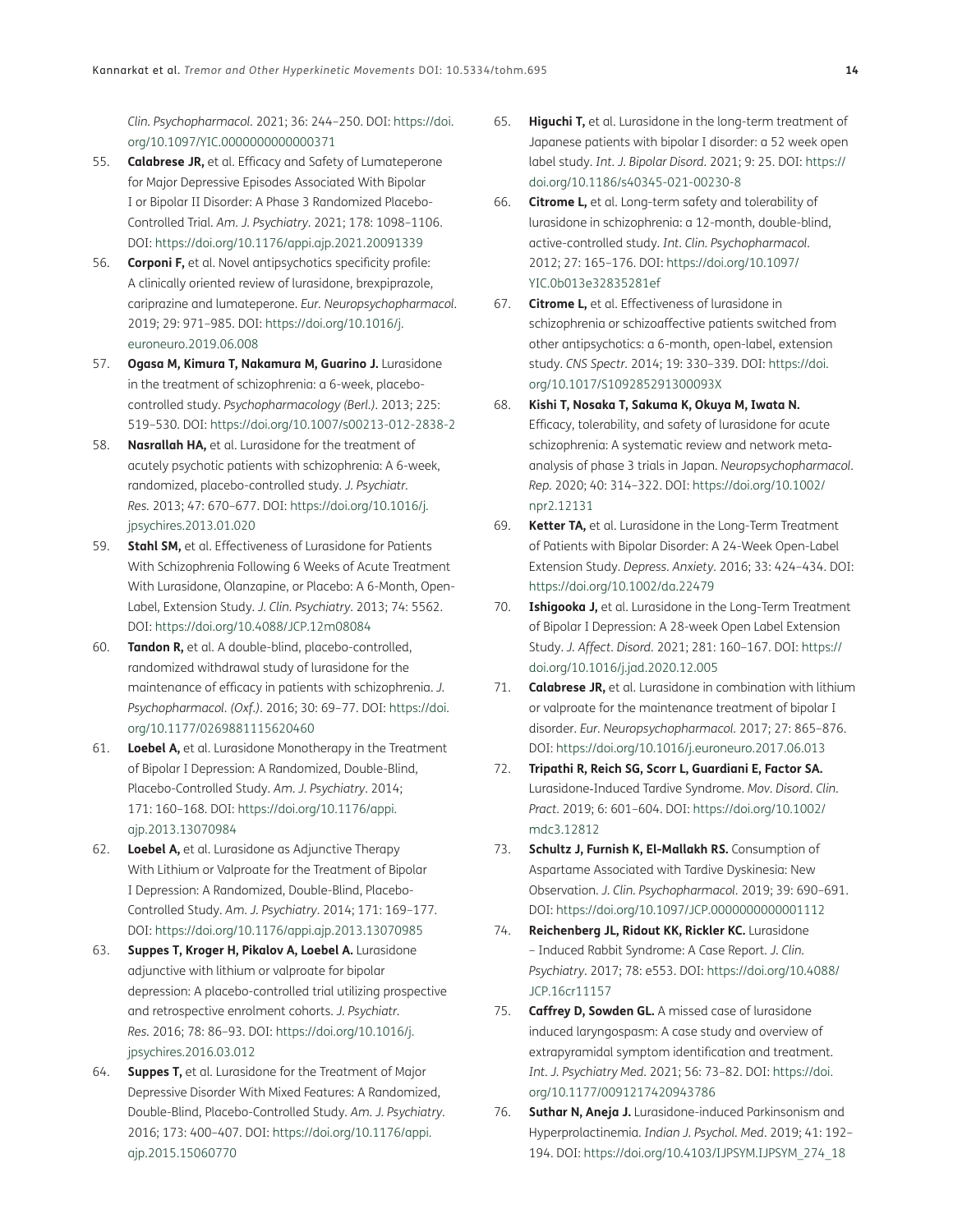*Clin. Psychopharmacol.* 2021; 36: 244–250. DOI: https://doi.org/10.1097/YIC.0000000000000371

55. **Calabrese JR,** et al. Efficacy and Safety of Lumateperone for Major Depressive Episodes Associated With Bipolar I or Bipolar II Disorder: A Phase 3 Randomized Placebo-Controlled Trial. *Am. J. Psychiatry*. 2021; 178: 1098–1106. DOI: https://doi.org/10.1176/appi.ajp.2021.20091339
56. **Corponi F,** et al. Novel antipsychotics specificity profile: A clinically oriented review of lurasidone, brexpiprazole, cariprazine and lumateperone. *Eur. Neuropsychopharmacol.* 2019; 29: 971–985. DOI: https://doi.org/10.1016/j.euroneuro.2019.06.008
57. **Ogasa M, Kimura T, Nakamura M, Guarino J.** Lurasidone in the treatment of schizophrenia: a 6-week, placebo-controlled study. *Psychopharmacology (Berl.)*. 2013; 225: 519–530. DOI: https://doi.org/10.1007/s00213-012-2838-2
58. **Nasrallah HA,** et al. Lurasidone for the treatment of acutely psychotic patients with schizophrenia: A 6-week, randomized, placebo-controlled study. *J. Psychiatr. Res.* 2013; 47: 670–677. DOI: https://doi.org/10.1016/j.jpsychires.2013.01.020
59. **Stahl SM,** et al. Effectiveness of Lurasidone for Patients With Schizophrenia Following 6 Weeks of Acute Treatment With Lurasidone, Olanzapine, or Placebo: A 6-Month, Open-Label, Extension Study. *J. Clin. Psychiatry*. 2013; 74: 5562. DOI: https://doi.org/10.4088/JCP.12m08084
60. **Tandon R,** et al. A double-blind, placebo-controlled, randomized withdrawal study of lurasidone for the maintenance of efficacy in patients with schizophrenia. *J. Psychopharmacol. (Oxf.)*. 2016; 30: 69–77. DOI: https://doi.org/10.1177/0269881115620460
61. **Loebel A,** et al. Lurasidone Monotherapy in the Treatment of Bipolar I Depression: A Randomized, Double-Blind, Placebo-Controlled Study. *Am. J. Psychiatry*. 2014; 171: 160–168. DOI: https://doi.org/10.1176/appi.ajp.2013.13070984
62. **Loebel A,** et al. Lurasidone as Adjunctive Therapy With Lithium or Valproate for the Treatment of Bipolar I Depression: A Randomized, Double-Blind, Placebo-Controlled Study. *Am. J. Psychiatry*. 2014; 171: 169–177. DOI: https://doi.org/10.1176/appi.ajp.2013.13070985
63. **Suppes T, Kroger H, Pikalov A, Loebel A.** Lurasidone adjunctive with lithium or valproate for bipolar depression: A placebo-controlled trial utilizing prospective and retrospective enrolment cohorts. *J. Psychiatr. Res.* 2016; 78: 86–93. DOI: https://doi.org/10.1016/j.jpsychires.2016.03.012
64. **Suppes T,** et al. Lurasidone for the Treatment of Major Depressive Disorder With Mixed Features: A Randomized, Double-Blind, Placebo-Controlled Study. *Am. J. Psychiatry*. 2016; 173: 400–407. DOI: https://doi.org/10.1176/appi.ajp.2015.15060770
65. **Higuchi T,** et al. Lurasidone in the long-term treatment of Japanese patients with bipolar I disorder: a 52 week open label study. *Int. J. Bipolar Disord.* 2021; 9: 25. DOI: https://doi.org/10.1186/s40345-021-00230-8
66. **Citrome L,** et al. Long-term safety and tolerability of lurasidone in schizophrenia: a 12-month, double-blind, active-controlled study. *Int. Clin. Psychopharmacol.* 2012; 27: 165–176. DOI: https://doi.org/10.1097/YIC.0b013e32835281ef
67. **Citrome L,** et al. Effectiveness of lurasidone in schizophrenia or schizoaffective patients switched from other antipsychotics: a 6-month, open-label, extension study. *CNS Spectr.* 2014; 19: 330–339. DOI: https://doi.org/10.1017/S109285291300093X
68. **Kishi T, Nosaka T, Sakuma K, Okuya M, Iwata N.** Efficacy, tolerability, and safety of lurasidone for acute schizophrenia: A systematic review and network meta-analysis of phase 3 trials in Japan. *Neuropsychopharmacol. Rep.* 2020; 40: 314–322. DOI: https://doi.org/10.1002/npr2.12131
69. **Ketter TA,** et al. Lurasidone in the Long-Term Treatment of Patients with Bipolar Disorder: A 24-Week Open-Label Extension Study. *Depress. Anxiety*. 2016; 33: 424–434. DOI: https://doi.org/10.1002/da.22479
70. **Ishigooka J,** et al. Lurasidone in the Long-Term Treatment of Bipolar I Depression: A 28-week Open Label Extension Study. *J. Affect. Disord.* 2021; 281: 160–167. DOI: https://doi.org/10.1016/j.jad.2020.12.005
71. **Calabrese JR,** et al. Lurasidone in combination with lithium or valproate for the maintenance treatment of bipolar I disorder. *Eur. Neuropsychopharmacol.* 2017; 27: 865–876. DOI: https://doi.org/10.1016/j.euroneuro.2017.06.013
72. **Tripathi R, Reich SG, Scorr L, Guardiani E, Factor SA.** Lurasidone-Induced Tardive Syndrome. *Mov. Disord. Clin. Pract.* 2019; 6: 601–604. DOI: https://doi.org/10.1002/mdc3.12812
73. **Schultz J, Furnish K, El-Mallakh RS.** Consumption of Aspartame Associated with Tardive Dyskinesia: New Observation. *J. Clin. Psychopharmacol.* 2019; 39: 690–691. DOI: https://doi.org/10.1097/JCP.0000000000001112
74. **Reichenberg JL, Ridout KK, Rickler KC.** Lurasidone – Induced Rabbit Syndrome: A Case Report. *J. Clin. Psychiatry*. 2017; 78: e553. DOI: https://doi.org/10.4088/JCP.16cr11157
75. **Caffrey D, Sowden GL.** A missed case of lurasidone induced laryngospasm: A case study and overview of extrapyramidal symptom identification and treatment. *Int. J. Psychiatry Med.* 2021; 56: 73–82. DOI: https://doi.org/10.1177/0091217420943786
76. **Suthar N, Aneja J.** Lurasidone-induced Parkinsonism and Hyperprolactinemia. *Indian J. Psychol. Med*. 2019; 41: 192–194. DOI: https://doi.org/10.4103/IJPSYM.IJPSYM_274_18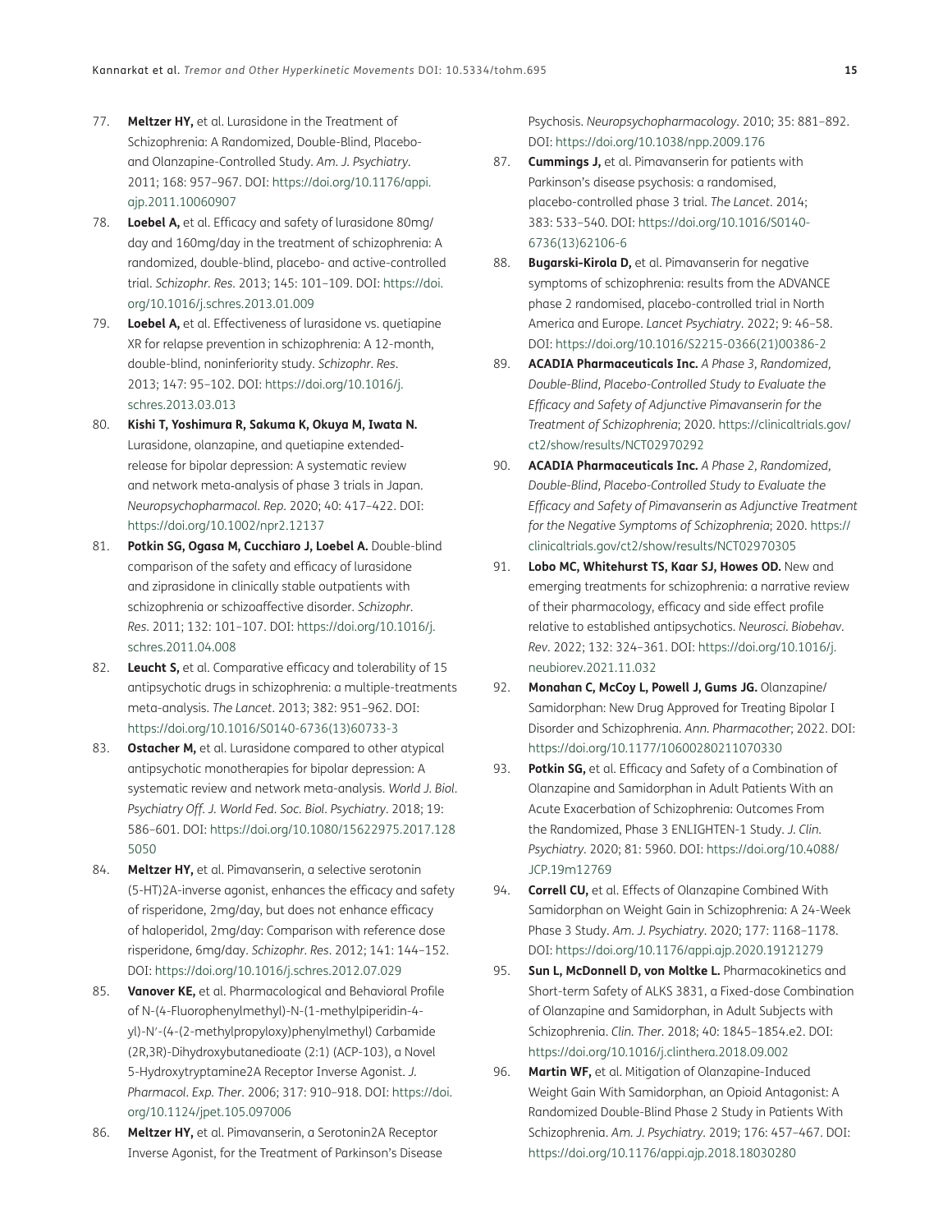77. **Meltzer HY,** et al. Lurasidone in the Treatment of Schizophrenia: A Randomized, Double-Blind, Placebo- and Olanzapine-Controlled Study. *Am. J. Psychiatry*. 2011; 168: 957–967. DOI: https://doi.org/10.1176/appi.ajp.2011.10060907
78. **Loebel A,** et al. Efficacy and safety of lurasidone 80mg/day and 160mg/day in the treatment of schizophrenia: A randomized, double-blind, placebo- and active-controlled trial. *Schizophr. Res*. 2013; 145: 101–109. DOI: https://doi.org/10.1016/j.schres.2013.01.009
79. **Loebel A,** et al. Effectiveness of lurasidone vs. quetiapine XR for relapse prevention in schizophrenia: A 12-month, double-blind, noninferiority study. *Schizophr. Res*. 2013; 147: 95–102. DOI: https://doi.org/10.1016/j.schres.2013.03.013
80. **Kishi T, Yoshimura R, Sakuma K, Okuya M, Iwata N.** Lurasidone, olanzapine, and quetiapine extended-release for bipolar depression: A systematic review and network meta-analysis of phase 3 trials in Japan. *Neuropsychopharmacol. Rep*. 2020; 40: 417–422. DOI: https://doi.org/10.1002/npr2.12137
81. **Potkin SG, Ogasa M, Cucchiaro J, Loebel A.** Double-blind comparison of the safety and efficacy of lurasidone and ziprasidone in clinically stable outpatients with schizophrenia or schizoaffective disorder. *Schizophr. Res*. 2011; 132: 101–107. DOI: https://doi.org/10.1016/j.schres.2011.04.008
82. **Leucht S,** et al. Comparative efficacy and tolerability of 15 antipsychotic drugs in schizophrenia: a multiple-treatments meta-analysis. *The Lancet*. 2013; 382: 951–962. DOI: https://doi.org/10.1016/S0140-6736(13)60733-3
83. **Ostacher M,** et al. Lurasidone compared to other atypical antipsychotic monotherapies for bipolar depression: A systematic review and network meta-analysis. *World J. Biol. Psychiatry Off. J. World Fed. Soc. Biol. Psychiatry*. 2018; 19: 586–601. DOI: https://doi.org/10.1080/15622975.2017.1285050
84. **Meltzer HY,** et al. Pimavanserin, a selective serotonin (5-HT)2A-inverse agonist, enhances the efficacy and safety of risperidone, 2mg/day, but does not enhance efficacy of haloperidol, 2mg/day: Comparison with reference dose risperidone, 6mg/day. *Schizophr. Res*. 2012; 141: 144–152. DOI: https://doi.org/10.1016/j.schres.2012.07.029
85. **Vanover KE,** et al. Pharmacological and Behavioral Profile of N-(4-Fluorophenylmethyl)-N-(1-methylpiperidin-4-yl)-N′-(4-(2-methylpropyloxy)phenylmethyl) Carbamide (2R,3R)-Dihydroxybutanedioate (2:1) (ACP-103), a Novel 5-Hydroxytryptamine2A Receptor Inverse Agonist. *J. Pharmacol. Exp. Ther*. 2006; 317: 910–918. DOI: https://doi.org/10.1124/jpet.105.097006
86. **Meltzer HY,** et al. Pimavanserin, a Serotonin2A Receptor Inverse Agonist, for the Treatment of Parkinson's Disease Psychosis. *Neuropsychopharmacology*. 2010; 35: 881–892. DOI: https://doi.org/10.1038/npp.2009.176
87. **Cummings J,** et al. Pimavanserin for patients with Parkinson's disease psychosis: a randomised, placebo-controlled phase 3 trial. *The Lancet*. 2014; 383: 533–540. DOI: https://doi.org/10.1016/S0140-6736(13)62106-6
88. **Bugarski-Kirola D,** et al. Pimavanserin for negative symptoms of schizophrenia: results from the ADVANCE phase 2 randomised, placebo-controlled trial in North America and Europe. *Lancet Psychiatry*. 2022; 9: 46–58. DOI: https://doi.org/10.1016/S2215-0366(21)00386-2
89. **ACADIA Pharmaceuticals Inc.** *A Phase 3, Randomized, Double-Blind, Placebo-Controlled Study to Evaluate the Efficacy and Safety of Adjunctive Pimavanserin for the Treatment of Schizophrenia*; 2020. https://clinicaltrials.gov/ct2/show/results/NCT02970292
90. **ACADIA Pharmaceuticals Inc.** *A Phase 2, Randomized, Double-Blind, Placebo-Controlled Study to Evaluate the Efficacy and Safety of Pimavanserin as Adjunctive Treatment for the Negative Symptoms of Schizophrenia*; 2020. https://clinicaltrials.gov/ct2/show/results/NCT02970305
91. **Lobo MC, Whitehurst TS, Kaar SJ, Howes OD.** New and emerging treatments for schizophrenia: a narrative review of their pharmacology, efficacy and side effect profile relative to established antipsychotics. *Neurosci. Biobehav. Rev*. 2022; 132: 324–361. DOI: https://doi.org/10.1016/j.neubiorev.2021.11.032
92. **Monahan C, McCoy L, Powell J, Gums JG.** Olanzapine/Samidorphan: New Drug Approved for Treating Bipolar I Disorder and Schizophrenia. *Ann. Pharmacother*; 2022. DOI: https://doi.org/10.1177/10600280211070330
93. **Potkin SG,** et al. Efficacy and Safety of a Combination of Olanzapine and Samidorphan in Adult Patients With an Acute Exacerbation of Schizophrenia: Outcomes From the Randomized, Phase 3 ENLIGHTEN-1 Study. *J. Clin. Psychiatry*. 2020; 81: 5960. DOI: https://doi.org/10.4088/JCP.19m12769
94. **Correll CU,** et al. Effects of Olanzapine Combined With Samidorphan on Weight Gain in Schizophrenia: A 24-Week Phase 3 Study. *Am. J. Psychiatry*. 2020; 177: 1168–1178. DOI: https://doi.org/10.1176/appi.ajp.2020.19121279
95. **Sun L, McDonnell D, von Moltke L.** Pharmacokinetics and Short-term Safety of ALKS 3831, a Fixed-dose Combination of Olanzapine and Samidorphan, in Adult Subjects with Schizophrenia. *Clin. Ther*. 2018; 40: 1845–1854.e2. DOI: https://doi.org/10.1016/j.clinthera.2018.09.002
96. **Martin WF,** et al. Mitigation of Olanzapine-Induced Weight Gain With Samidorphan, an Opioid Antagonist: A Randomized Double-Blind Phase 2 Study in Patients With Schizophrenia. *Am. J. Psychiatry*. 2019; 176: 457–467. DOI: https://doi.org/10.1176/appi.ajp.2018.18030280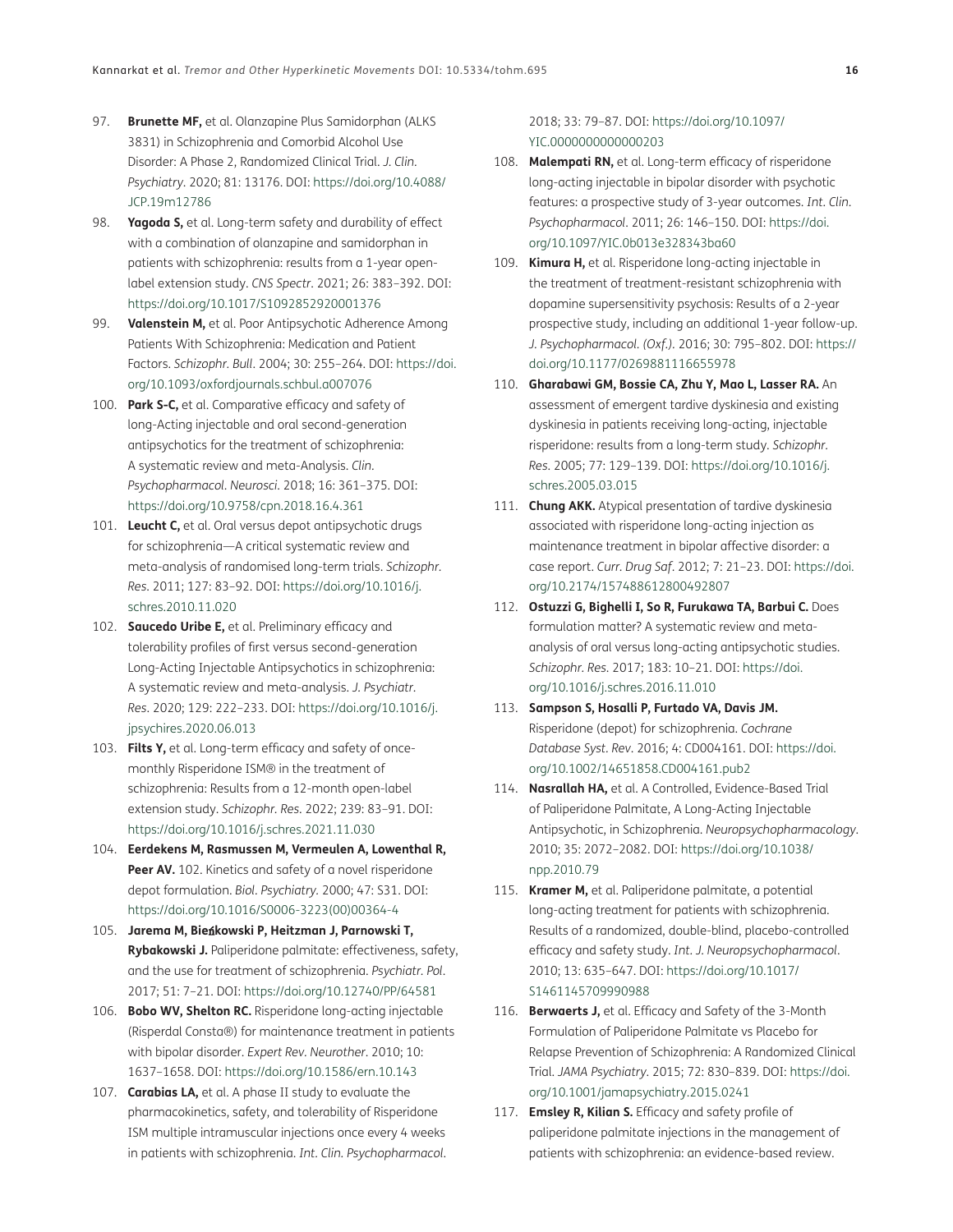97. **Brunette MF,** et al. Olanzapine Plus Samidorphan (ALKS 3831) in Schizophrenia and Comorbid Alcohol Use Disorder: A Phase 2, Randomized Clinical Trial. *J. Clin. Psychiatry*. 2020; 81: 13176. DOI: https://doi.org/10.4088/JCP.19m12786
98. **Yagoda S,** et al. Long-term safety and durability of effect with a combination of olanzapine and samidorphan in patients with schizophrenia: results from a 1-year open-label extension study. *CNS Spectr*. 2021; 26: 383–392. DOI: https://doi.org/10.1017/S1092852920001376
99. **Valenstein M,** et al. Poor Antipsychotic Adherence Among Patients With Schizophrenia: Medication and Patient Factors. *Schizophr. Bull*. 2004; 30: 255–264. DOI: https://doi.org/10.1093/oxfordjournals.schbul.a007076
100. **Park S-C,** et al. Comparative efficacy and safety of long-Acting injectable and oral second-generation antipsychotics for the treatment of schizophrenia: A systematic review and meta-Analysis. *Clin. Psychopharmacol. Neurosci*. 2018; 16: 361–375. DOI: https://doi.org/10.9758/cpn.2018.16.4.361
101. **Leucht C,** et al. Oral versus depot antipsychotic drugs for schizophrenia—A critical systematic review and meta-analysis of randomised long-term trials. *Schizophr. Res*. 2011; 127: 83–92. DOI: https://doi.org/10.1016/j.schres.2010.11.020
102. **Saucedo Uribe E,** et al. Preliminary efficacy and tolerability profiles of first versus second-generation Long-Acting Injectable Antipsychotics in schizophrenia: A systematic review and meta-analysis. *J. Psychiatr. Res*. 2020; 129: 222–233. DOI: https://doi.org/10.1016/j.jpsychires.2020.06.013
103. **Filts Y,** et al. Long-term efficacy and safety of once-monthly Risperidone ISM® in the treatment of schizophrenia: Results from a 12-month open-label extension study. *Schizophr. Res*. 2022; 239: 83–91. DOI: https://doi.org/10.1016/j.schres.2021.11.030
104. **Eerdekens M, Rasmussen M, Vermeulen A, Lowenthal R, Peer AV.** 102. Kinetics and safety of a novel risperidone depot formulation. *Biol. Psychiatry*. 2000; 47: S31. DOI: https://doi.org/10.1016/S0006-3223(00)00364-4
105. **Jarema M, Bieńkowski P, Heitzman J, Parnowski T, Rybakowski J.** Paliperidone palmitate: effectiveness, safety, and the use for treatment of schizophrenia. *Psychiatr. Pol*. 2017; 51: 7–21. DOI: https://doi.org/10.12740/PP/64581
106. **Bobo WV, Shelton RC.** Risperidone long-acting injectable (Risperdal Consta®) for maintenance treatment in patients with bipolar disorder. *Expert Rev. Neurother*. 2010; 10: 1637–1658. DOI: https://doi.org/10.1586/ern.10.143
107. **Carabias LA,** et al. A phase II study to evaluate the pharmacokinetics, safety, and tolerability of Risperidone ISM multiple intramuscular injections once every 4 weeks in patients with schizophrenia. *Int. Clin. Psychopharmacol*. 2018; 33: 79–87. DOI: https://doi.org/10.1097/YIC.0000000000000203
108. **Malempati RN,** et al. Long-term efficacy of risperidone long-acting injectable in bipolar disorder with psychotic features: a prospective study of 3-year outcomes. *Int. Clin. Psychopharmacol*. 2011; 26: 146–150. DOI: https://doi.org/10.1097/YIC.0b013e328343ba60
109. **Kimura H,** et al. Risperidone long-acting injectable in the treatment of treatment-resistant schizophrenia with dopamine supersensitivity psychosis: Results of a 2-year prospective study, including an additional 1-year follow-up. *J. Psychopharmacol. (Oxf.)*. 2016; 30: 795–802. DOI: https://doi.org/10.1177/0269881116655978
110. **Gharabawi GM, Bossie CA, Zhu Y, Mao L, Lasser RA.** An assessment of emergent tardive dyskinesia and existing dyskinesia in patients receiving long-acting, injectable risperidone: results from a long-term study. *Schizophr. Res*. 2005; 77: 129–139. DOI: https://doi.org/10.1016/j.schres.2005.03.015
111. **Chung AKK.** Atypical presentation of tardive dyskinesia associated with risperidone long-acting injection as maintenance treatment in bipolar affective disorder: a case report. *Curr. Drug Saf*. 2012; 7: 21–23. DOI: https://doi.org/10.2174/157488612800492807
112. **Ostuzzi G, Bighelli I, So R, Furukawa TA, Barbui C.** Does formulation matter? A systematic review and meta-analysis of oral versus long-acting antipsychotic studies. *Schizophr. Res*. 2017; 183: 10–21. DOI: https://doi.org/10.1016/j.schres.2016.11.010
113. **Sampson S, Hosalli P, Furtado VA, Davis JM.** Risperidone (depot) for schizophrenia. *Cochrane Database Syst. Rev*. 2016; 4: CD004161. DOI: https://doi.org/10.1002/14651858.CD004161.pub2
114. **Nasrallah HA,** et al. A Controlled, Evidence-Based Trial of Paliperidone Palmitate, A Long-Acting Injectable Antipsychotic, in Schizophrenia. *Neuropsychopharmacology*. 2010; 35: 2072–2082. DOI: https://doi.org/10.1038/npp.2010.79
115. **Kramer M,** et al. Paliperidone palmitate, a potential long-acting treatment for patients with schizophrenia. Results of a randomized, double-blind, placebo-controlled efficacy and safety study. *Int. J. Neuropsychopharmacol*. 2010; 13: 635–647. DOI: https://doi.org/10.1017/S1461145709990988
116. **Berwaerts J,** et al. Efficacy and Safety of the 3-Month Formulation of Paliperidone Palmitate vs Placebo for Relapse Prevention of Schizophrenia: A Randomized Clinical Trial. *JAMA Psychiatry*. 2015; 72: 830–839. DOI: https://doi.org/10.1001/jamapsychiatry.2015.0241
117. **Emsley R, Kilian S.** Efficacy and safety profile of paliperidone palmitate injections in the management of patients with schizophrenia: an evidence-based review.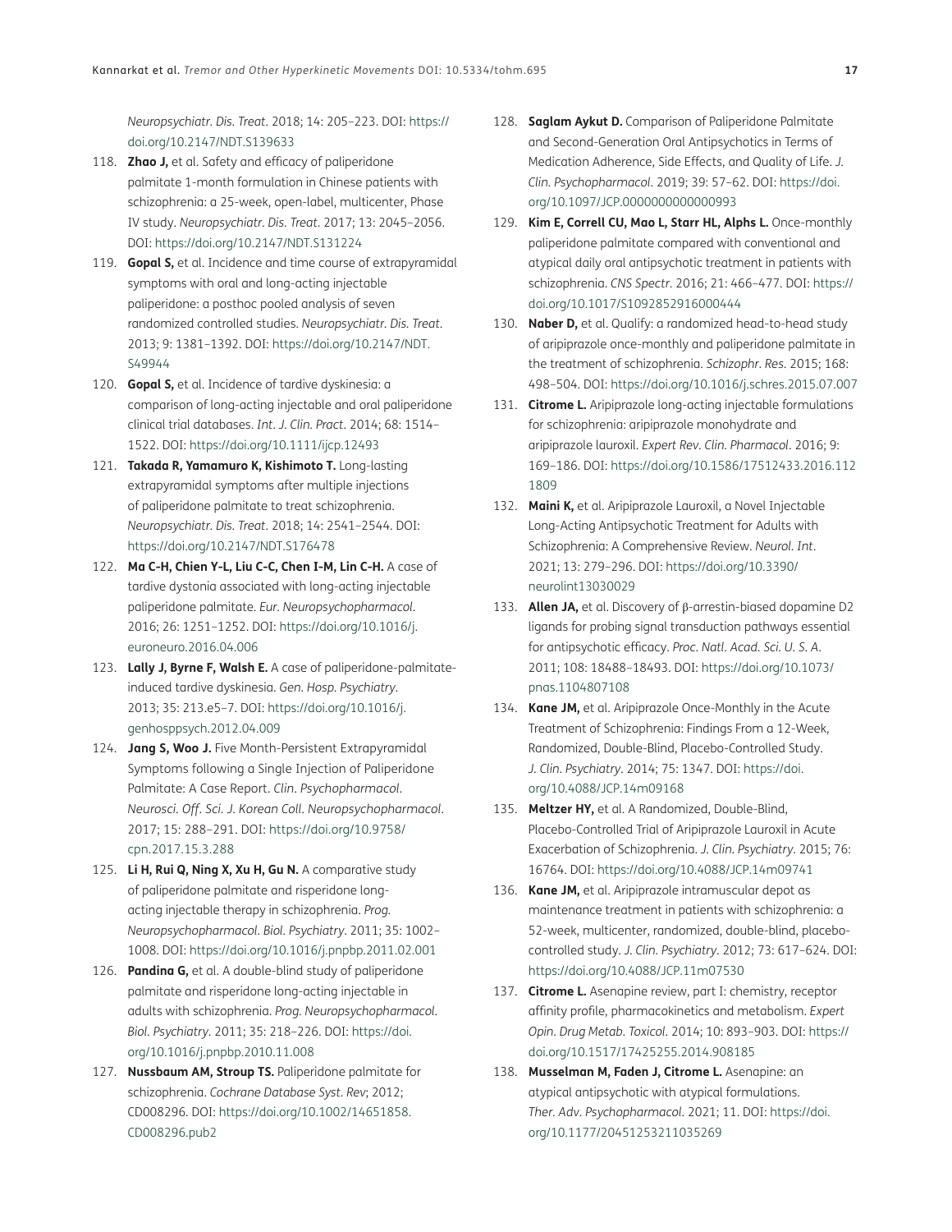*Neuropsychiatr. Dis. Treat*. 2018; 14: 205–223. DOI: https://doi.org/10.2147/NDT.S139633

118. **Zhao J,** et al. Safety and efficacy of paliperidone palmitate 1-month formulation in Chinese patients with schizophrenia: a 25-week, open-label, multicenter, Phase IV study. *Neuropsychiatr. Dis. Treat*. 2017; 13: 2045–2056. DOI: https://doi.org/10.2147/NDT.S131224
119. **Gopal S,** et al. Incidence and time course of extrapyramidal symptoms with oral and long-acting injectable paliperidone: a posthoc pooled analysis of seven randomized controlled studies. *Neuropsychiatr. Dis. Treat*. 2013; 9: 1381–1392. DOI: https://doi.org/10.2147/NDT.S49944
120. **Gopal S,** et al. Incidence of tardive dyskinesia: a comparison of long-acting injectable and oral paliperidone clinical trial databases. *Int. J. Clin. Pract*. 2014; 68: 1514–1522. DOI: https://doi.org/10.1111/ijcp.12493
121. **Takada R, Yamamuro K, Kishimoto T.** Long-lasting extrapyramidal symptoms after multiple injections of paliperidone palmitate to treat schizophrenia. *Neuropsychiatr. Dis. Treat*. 2018; 14: 2541–2544. DOI: https://doi.org/10.2147/NDT.S176478
122. **Ma C-H, Chien Y-L, Liu C-C, Chen I-M, Lin C-H.** A case of tardive dystonia associated with long-acting injectable paliperidone palmitate. *Eur. Neuropsychopharmacol*. 2016; 26: 1251–1252. DOI: https://doi.org/10.1016/j.euroneuro.2016.04.006
123. **Lally J, Byrne F, Walsh E.** A case of paliperidone-palmitate-induced tardive dyskinesia. *Gen. Hosp. Psychiatry*. 2013; 35: 213.e5–7. DOI: https://doi.org/10.1016/j.genhosppsych.2012.04.009
124. **Jang S, Woo J.** Five Month-Persistent Extrapyramidal Symptoms following a Single Injection of Paliperidone Palmitate: A Case Report. *Clin. Psychopharmacol. Neurosci. Off. Sci. J. Korean Coll. Neuropsychopharmacol*. 2017; 15: 288–291. DOI: https://doi.org/10.9758/cpn.2017.15.3.288
125. **Li H, Rui Q, Ning X, Xu H, Gu N.** A comparative study of paliperidone palmitate and risperidone long-acting injectable therapy in schizophrenia. *Prog. Neuropsychopharmacol. Biol. Psychiatry*. 2011; 35: 1002–1008. DOI: https://doi.org/10.1016/j.pnpbp.2011.02.001
126. **Pandina G,** et al. A double-blind study of paliperidone palmitate and risperidone long-acting injectable in adults with schizophrenia. *Prog. Neuropsychopharmacol. Biol. Psychiatry*. 2011; 35: 218–226. DOI: https://doi.org/10.1016/j.pnpbp.2010.11.008
127. **Nussbaum AM, Stroup TS.** Paliperidone palmitate for schizophrenia. *Cochrane Database Syst. Rev*; 2012; CD008296. DOI: https://doi.org/10.1002/14651858.CD008296.pub2
128. **Saglam Aykut D.** Comparison of Paliperidone Palmitate and Second-Generation Oral Antipsychotics in Terms of Medication Adherence, Side Effects, and Quality of Life. *J. Clin. Psychopharmacol*. 2019; 39: 57–62. DOI: https://doi.org/10.1097/JCP.0000000000000993
129. **Kim E, Correll CU, Mao L, Starr HL, Alphs L.** Once-monthly paliperidone palmitate compared with conventional and atypical daily oral antipsychotic treatment in patients with schizophrenia. *CNS Spectr*. 2016; 21: 466–477. DOI: https://doi.org/10.1017/S1092852916000444
130. **Naber D,** et al. Qualify: a randomized head-to-head study of aripiprazole once-monthly and paliperidone palmitate in the treatment of schizophrenia. *Schizophr. Res*. 2015; 168: 498–504. DOI: https://doi.org/10.1016/j.schres.2015.07.007
131. **Citrome L.** Aripiprazole long-acting injectable formulations for schizophrenia: aripiprazole monohydrate and aripiprazole lauroxil. *Expert Rev. Clin. Pharmacol*. 2016; 9: 169–186. DOI: https://doi.org/10.1586/17512433.2016.1121809
132. **Maini K,** et al. Aripiprazole Lauroxil, a Novel Injectable Long-Acting Antipsychotic Treatment for Adults with Schizophrenia: A Comprehensive Review. *Neurol. Int*. 2021; 13: 279–296. DOI: https://doi.org/10.3390/neurolint13030029
133. **Allen JA,** et al. Discovery of β-arrestin-biased dopamine D2 ligands for probing signal transduction pathways essential for antipsychotic efficacy. *Proc. Natl. Acad. Sci. U. S. A*. 2011; 108: 18488–18493. DOI: https://doi.org/10.1073/pnas.1104807108
134. **Kane JM,** et al. Aripiprazole Once-Monthly in the Acute Treatment of Schizophrenia: Findings From a 12-Week, Randomized, Double-Blind, Placebo-Controlled Study. *J. Clin. Psychiatry*. 2014; 75: 1347. DOI: https://doi.org/10.4088/JCP.14m09168
135. **Meltzer HY,** et al. A Randomized, Double-Blind, Placebo-Controlled Trial of Aripiprazole Lauroxil in Acute Exacerbation of Schizophrenia. *J. Clin. Psychiatry*. 2015; 76: 16764. DOI: https://doi.org/10.4088/JCP.14m09741
136. **Kane JM,** et al. Aripiprazole intramuscular depot as maintenance treatment in patients with schizophrenia: a 52-week, multicenter, randomized, double-blind, placebo-controlled study. *J. Clin. Psychiatry*. 2012; 73: 617–624. DOI: https://doi.org/10.4088/JCP.11m07530
137. **Citrome L.** Asenapine review, part I: chemistry, receptor affinity profile, pharmacokinetics and metabolism. *Expert Opin. Drug Metab. Toxicol*. 2014; 10: 893–903. DOI: https://doi.org/10.1517/17425255.2014.908185
138. **Musselman M, Faden J, Citrome L.** Asenapine: an atypical antipsychotic with atypical formulations. *Ther. Adv. Psychopharmacol*. 2021; 11. DOI: https://doi.org/10.1177/20451253211035269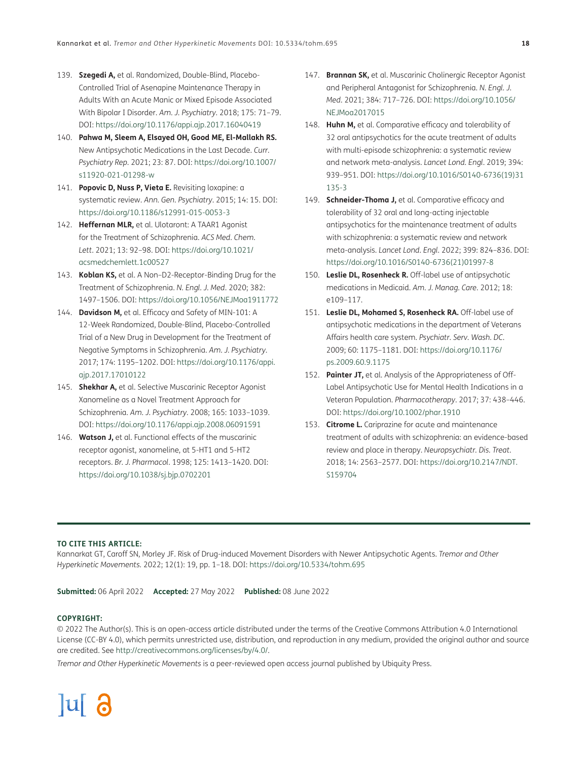139. **Szegedi A,** et al. Randomized, Double-Blind, Placebo-Controlled Trial of Asenapine Maintenance Therapy in Adults With an Acute Manic or Mixed Episode Associated With Bipolar I Disorder. *Am. J. Psychiatry*. 2018; 175: 71–79. DOI: https://doi.org/10.1176/appi.ajp.2017.16040419
140. **Pahwa M, Sleem A, Elsayed OH, Good ME, El-Mallakh RS.** New Antipsychotic Medications in the Last Decade. *Curr. Psychiatry Rep*. 2021; 23: 87. DOI: https://doi.org/10.1007/s11920-021-01298-w
141. **Popovic D, Nuss P, Vieta E.** Revisiting loxapine: a systematic review. *Ann. Gen. Psychiatry*. 2015; 14: 15. DOI: https://doi.org/10.1186/s12991-015-0053-3
142. **Heffernan MLR,** et al. Ulotaront: A TAAR1 Agonist for the Treatment of Schizophrenia. *ACS Med. Chem. Lett*. 2021; 13: 92–98. DOI: https://doi.org/10.1021/acsmedchemlett.1c00527
143. **Koblan KS,** et al. A Non–D2-Receptor-Binding Drug for the Treatment of Schizophrenia. *N. Engl. J. Med*. 2020; 382: 1497–1506. DOI: https://doi.org/10.1056/NEJMoa1911772
144. **Davidson M,** et al. Efficacy and Safety of MIN-101: A 12-Week Randomized, Double-Blind, Placebo-Controlled Trial of a New Drug in Development for the Treatment of Negative Symptoms in Schizophrenia. *Am. J. Psychiatry*. 2017; 174: 1195–1202. DOI: https://doi.org/10.1176/appi.ajp.2017.17010122
145. **Shekhar A,** et al. Selective Muscarinic Receptor Agonist Xanomeline as a Novel Treatment Approach for Schizophrenia. *Am. J. Psychiatry*. 2008; 165: 1033–1039. DOI: https://doi.org/10.1176/appi.ajp.2008.06091591
146. **Watson J,** et al. Functional effects of the muscarinic receptor agonist, xanomeline, at 5-HT1 and 5-HT2 receptors. *Br. J. Pharmacol*. 1998; 125: 1413–1420. DOI: https://doi.org/10.1038/sj.bjp.0702201
147. **Brannan SK,** et al. Muscarinic Cholinergic Receptor Agonist and Peripheral Antagonist for Schizophrenia. *N. Engl. J. Med*. 2021; 384: 717–726. DOI: https://doi.org/10.1056/NEJMoa2017015
148. **Huhn M,** et al. Comparative efficacy and tolerability of 32 oral antipsychotics for the acute treatment of adults with multi-episode schizophrenia: a systematic review and network meta-analysis. *Lancet Lond. Engl*. 2019; 394: 939–951. DOI: https://doi.org/10.1016/S0140-6736(19)31135-3
149. **Schneider-Thoma J,** et al. Comparative efficacy and tolerability of 32 oral and long-acting injectable antipsychotics for the maintenance treatment of adults with schizophrenia: a systematic review and network meta-analysis. *Lancet Lond. Engl*. 2022; 399: 824–836. DOI: https://doi.org/10.1016/S0140-6736(21)01997-8
150. **Leslie DL, Rosenheck R.** Off-label use of antipsychotic medications in Medicaid. *Am. J. Manag. Care*. 2012; 18: e109–117.
151. **Leslie DL, Mohamed S, Rosenheck RA.** Off-label use of antipsychotic medications in the department of Veterans Affairs health care system. *Psychiatr. Serv. Wash. DC*. 2009; 60: 1175–1181. DOI: https://doi.org/10.1176/ps.2009.60.9.1175
152. **Painter JT,** et al. Analysis of the Appropriateness of Off-Label Antipsychotic Use for Mental Health Indications in a Veteran Population. *Pharmacotherapy*. 2017; 37: 438–446. DOI: https://doi.org/10.1002/phar.1910
153. **Citrome L.** Cariprazine for acute and maintenance treatment of adults with schizophrenia: an evidence-based review and place in therapy. *Neuropsychiatr. Dis. Treat*. 2018; 14: 2563–2577. DOI: https://doi.org/10.2147/NDT.S159704

**TO CITE THIS ARTICLE:**

Kannarkat GT, Caroff SN, Morley JF. Risk of Drug-induced Movement Disorders with Newer Antipsychotic Agents. *Tremor and Other Hyperkinetic Movements.* 2022; 12(1): 19, pp. 1–18. DOI: https://doi.org/10.5334/tohm.695

**Submitted:** 06 April 2022 **Accepted:** 27 May 2022 **Published:** 08 June 2022

**COPYRIGHT:**

© 2022 The Author(s). This is an open-access article distributed under the terms of the Creative Commons Attribution 4.0 International License (CC-BY 4.0), which permits unrestricted use, distribution, and reproduction in any medium, provided the original author and source are credited. See http://creativecommons.org/licenses/by/4.0/.

*Tremor and Other Hyperkinetic Movements* is a peer-reviewed open access journal published by Ubiquity Press.